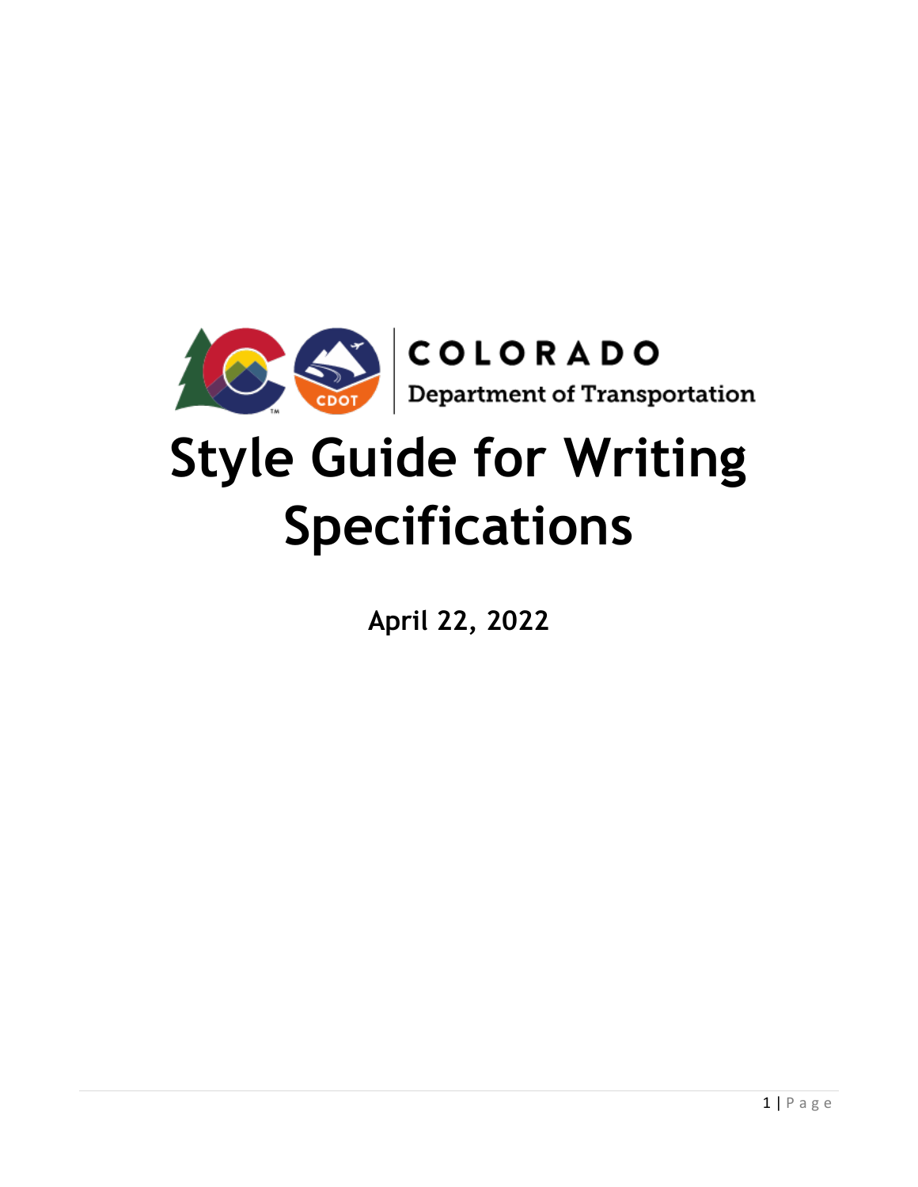COLORADO

Department of Transportation

# Style Guide for Writing Specifications

**April 22, 2022**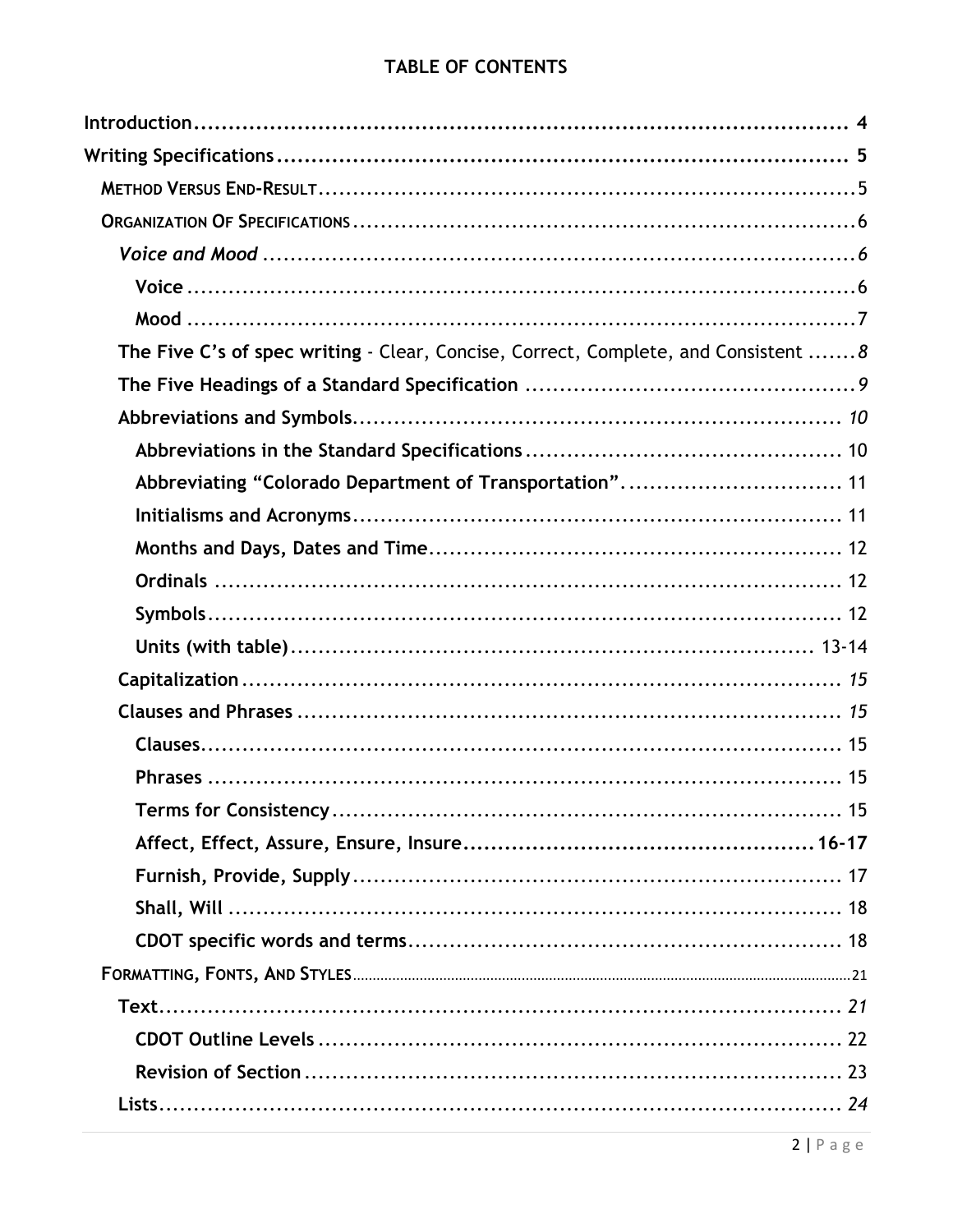# TABLE OF CONTENTS

**Introduction** .......... **4**

**Writing Specifications** .......... **5**

- METHOD VERSUS END-RESULT .......... 5
- ORGANIZATION OF SPECIFICATIONS .......... 6
  - *Voice and Mood* .......... *6*
    - **Voice** .......... 6
    - **Mood** .......... 7
  - **The Five C's of spec writing** - Clear, Concise, Correct, Complete, and Consistent .......... *8*
  - **The Five Headings of a Standard Specification** .......... *9*
  - **Abbreviations and Symbols** .......... *10*
    - **Abbreviations in the Standard Specifications** .......... 10
    - **Abbreviating "Colorado Department of Transportation".** .......... 11
    - **Initialisms and Acronyms** .......... 11
    - **Months and Days, Dates and Time** .......... 12
    - **Ordinals** .......... 12
    - **Symbols** .......... 12
    - **Units (with table)** .......... 13-14
  - **Capitalization** .......... *15*
  - **Clauses and Phrases** .......... *15*
    - **Clauses** .......... 15
    - **Phrases** .......... 15
    - **Terms for Consistency** .......... 15
    - **Affect, Effect, Assure, Ensure, Insure** .......... **16-17**
    - **Furnish, Provide, Supply** .......... 17
    - **Shall, Will** .......... 18
    - **CDOT specific words and terms** .......... 18
- FORMATTING, FONTS, AND STYLES .......... 21
  - **Text** .......... *21*
    - **CDOT Outline Levels** .......... 22
    - **Revision of Section** .......... 23
  - **Lists** .......... *24*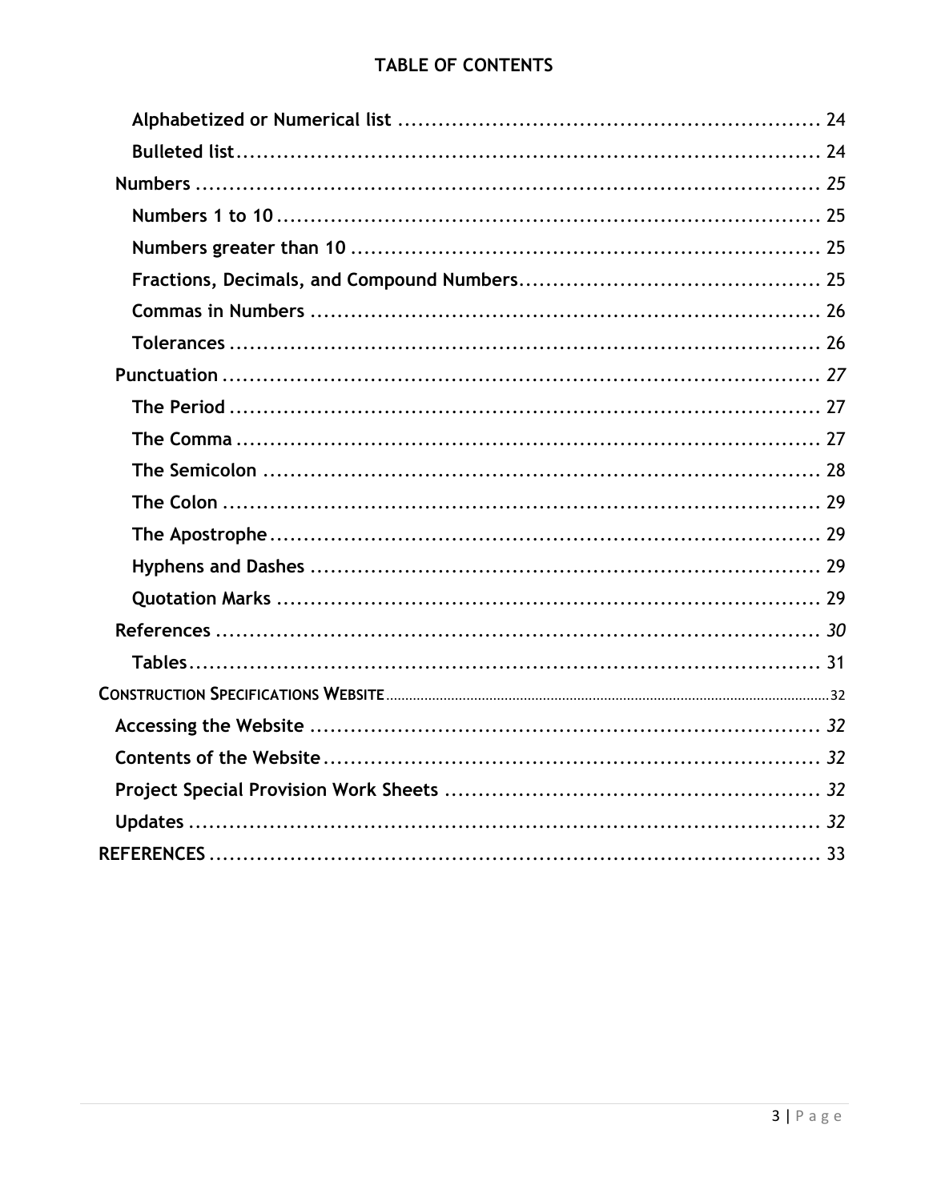## TABLE OF CONTENTS

- Alphabetized or Numerical list ........................................................ 24
- Bulleted list ........................................................................................ 24
- Numbers .................................................................................................. 25
  - Numbers 1 to 10 ................................................................................ 25
  - Numbers greater than 10 .................................................................. 25
  - Fractions, Decimals, and Compound Numbers ................................... 25
  - Commas in Numbers .......................................................................... 26
  - Tolerances ......................................................................................... 26
- Punctuation ............................................................................................. 27
  - The Period ......................................................................................... 27
  - The Comma ........................................................................................ 27
  - The Semicolon ................................................................................... 28
  - The Colon .......................................................................................... 29
  - The Apostrophe ................................................................................. 29
  - Hyphens and Dashes .......................................................................... 29
  - Quotation Marks ................................................................................ 29
- References ............................................................................................... 30
  - Tables ................................................................................................ 31
- CONSTRUCTION SPECIFICATIONS WEBSITE ................................................. 32
  - Accessing the Website ....................................................................... 32
  - Contents of the Website .................................................................... 32
  - Project Special Provision Work Sheets ............................................... 32
  - Updates ............................................................................................. 32
- REFERENCES ............................................................................................ 33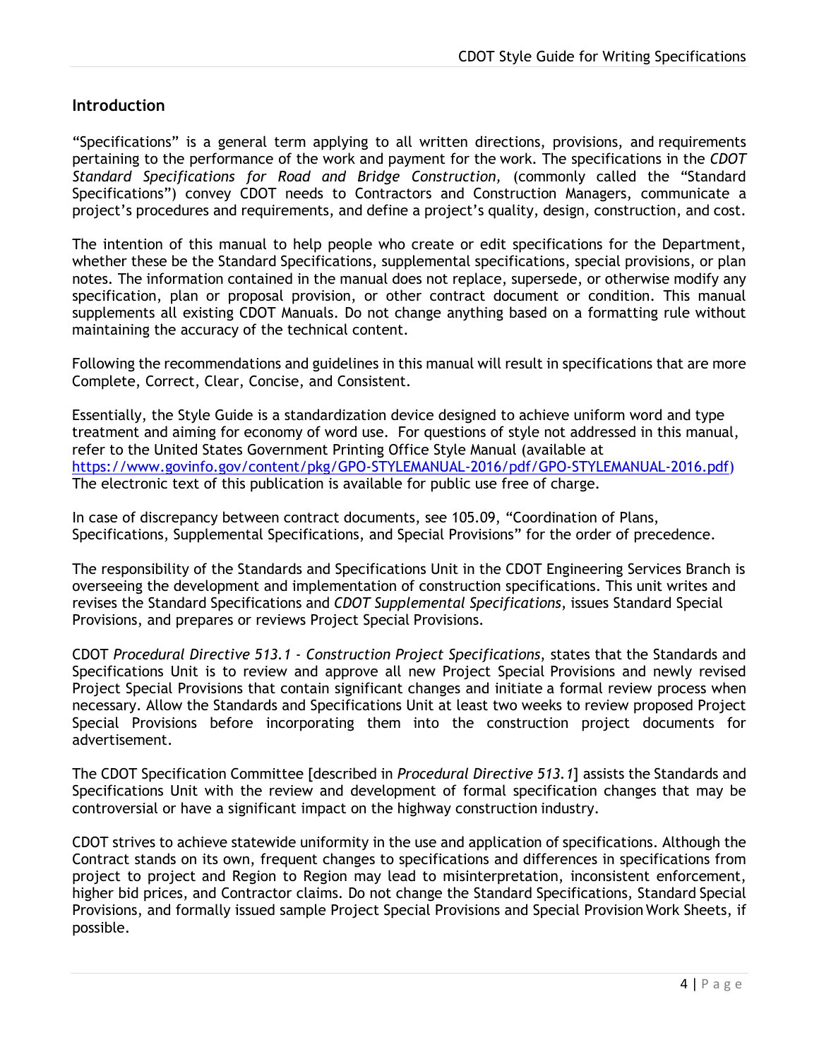## Introduction

"Specifications" is a general term applying to all written directions, provisions, and requirements pertaining to the performance of the work and payment for the work. The specifications in the *CDOT Standard Specifications for Road and Bridge Construction,* (commonly called the "Standard Specifications") convey CDOT needs to Contractors and Construction Managers, communicate a project's procedures and requirements, and define a project's quality, design, construction, and cost.

The intention of this manual to help people who create or edit specifications for the Department, whether these be the Standard Specifications, supplemental specifications, special provisions, or plan notes. The information contained in the manual does not replace, supersede, or otherwise modify any specification, plan or proposal provision, or other contract document or condition. This manual supplements all existing CDOT Manuals. Do not change anything based on a formatting rule without maintaining the accuracy of the technical content.

Following the recommendations and guidelines in this manual will result in specifications that are more Complete, Correct, Clear, Concise, and Consistent.

Essentially, the Style Guide is a standardization device designed to achieve uniform word and type treatment and aiming for economy of word use. For questions of style not addressed in this manual, refer to the United States Government Printing Office Style Manual (available at [https://www.govinfo.gov/content/pkg/GPO-STYLEMANUAL-2016/pdf/GPO-STYLEMANUAL-2016.pdf](https://www.govinfo.gov/content/pkg/GPO-STYLEMANUAL-2016/pdf/GPO-STYLEMANUAL-2016.pdf)) The electronic text of this publication is available for public use free of charge.

In case of discrepancy between contract documents, see 105.09, "Coordination of Plans, Specifications, Supplemental Specifications, and Special Provisions" for the order of precedence.

The responsibility of the Standards and Specifications Unit in the CDOT Engineering Services Branch is overseeing the development and implementation of construction specifications. This unit writes and revises the Standard Specifications and *CDOT Supplemental Specifications*, issues Standard Special Provisions, and prepares or reviews Project Special Provisions.

CDOT *Procedural Directive 513.1 - Construction Project Specifications*, states that the Standards and Specifications Unit is to review and approve all new Project Special Provisions and newly revised Project Special Provisions that contain significant changes and initiate a formal review process when necessary. Allow the Standards and Specifications Unit at least two weeks to review proposed Project Special Provisions before incorporating them into the construction project documents for advertisement.

The CDOT Specification Committee [described in *Procedural Directive 513.1*] assists the Standards and Specifications Unit with the review and development of formal specification changes that may be controversial or have a significant impact on the highway construction industry.

CDOT strives to achieve statewide uniformity in the use and application of specifications. Although the Contract stands on its own, frequent changes to specifications and differences in specifications from project to project and Region to Region may lead to misinterpretation, inconsistent enforcement, higher bid prices, and Contractor claims. Do not change the Standard Specifications, Standard Special Provisions, and formally issued sample Project Special Provisions and Special Provision Work Sheets, if possible.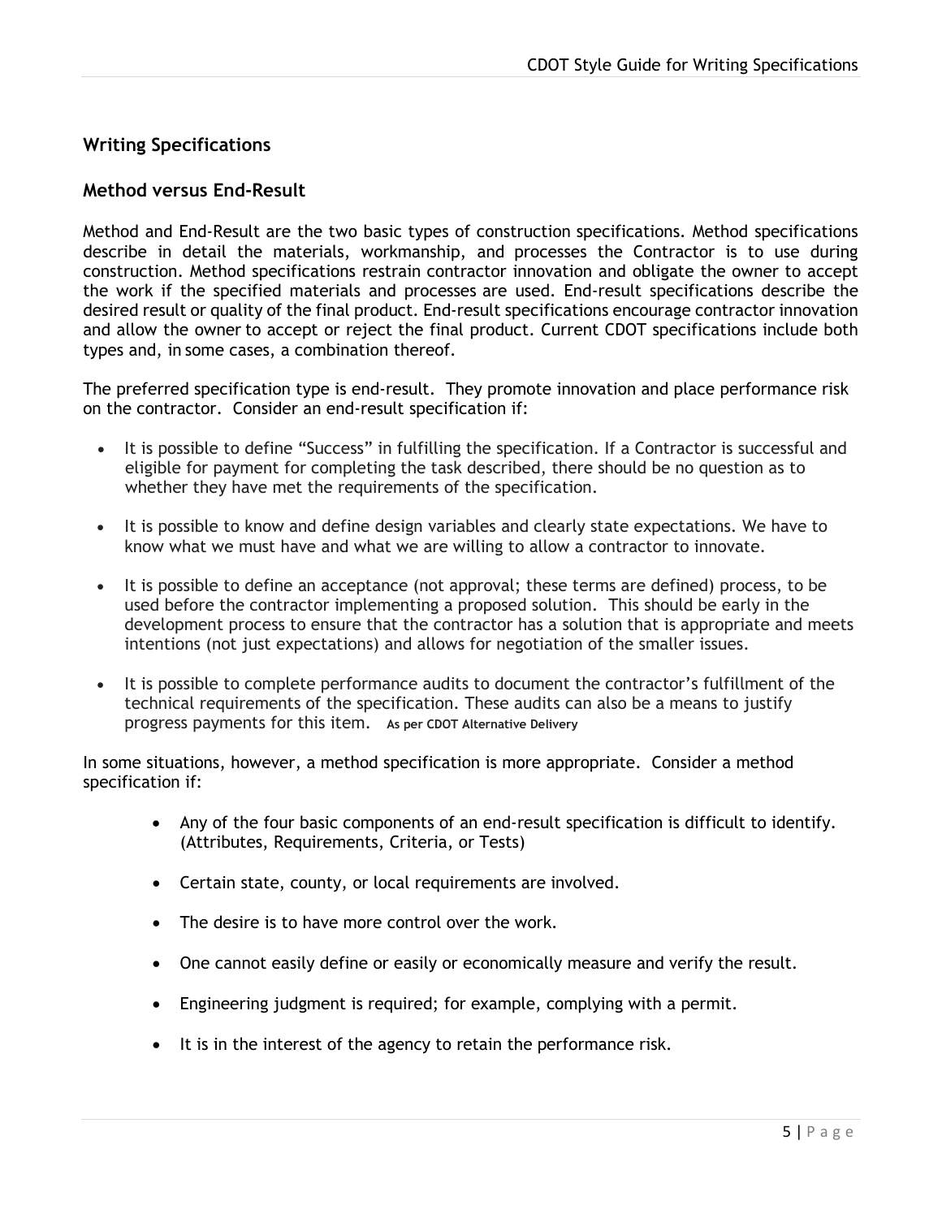## Writing Specifications

### Method versus End-Result

Method and End-Result are the two basic types of construction specifications. Method specifications describe in detail the materials, workmanship, and processes the Contractor is to use during construction. Method specifications restrain contractor innovation and obligate the owner to accept the work if the specified materials and processes are used. End-result specifications describe the desired result or quality of the final product. End-result specifications encourage contractor innovation and allow the owner to accept or reject the final product. Current CDOT specifications include both types and, in some cases, a combination thereof.

The preferred specification type is end-result. They promote innovation and place performance risk on the contractor. Consider an end-result specification if:

- It is possible to define "Success" in fulfilling the specification. If a Contractor is successful and eligible for payment for completing the task described, there should be no question as to whether they have met the requirements of the specification.
- It is possible to know and define design variables and clearly state expectations. We have to know what we must have and what we are willing to allow a contractor to innovate.
- It is possible to define an acceptance (not approval; these terms are defined) process, to be used before the contractor implementing a proposed solution. This should be early in the development process to ensure that the contractor has a solution that is appropriate and meets intentions (not just expectations) and allows for negotiation of the smaller issues.
- It is possible to complete performance audits to document the contractor's fulfillment of the technical requirements of the specification. These audits can also be a means to justify progress payments for this item. **As per CDOT Alternative Delivery**

In some situations, however, a method specification is more appropriate. Consider a method specification if:

- Any of the four basic components of an end-result specification is difficult to identify. (Attributes, Requirements, Criteria, or Tests)
- Certain state, county, or local requirements are involved.
- The desire is to have more control over the work.
- One cannot easily define or easily or economically measure and verify the result.
- Engineering judgment is required; for example, complying with a permit.
- It is in the interest of the agency to retain the performance risk.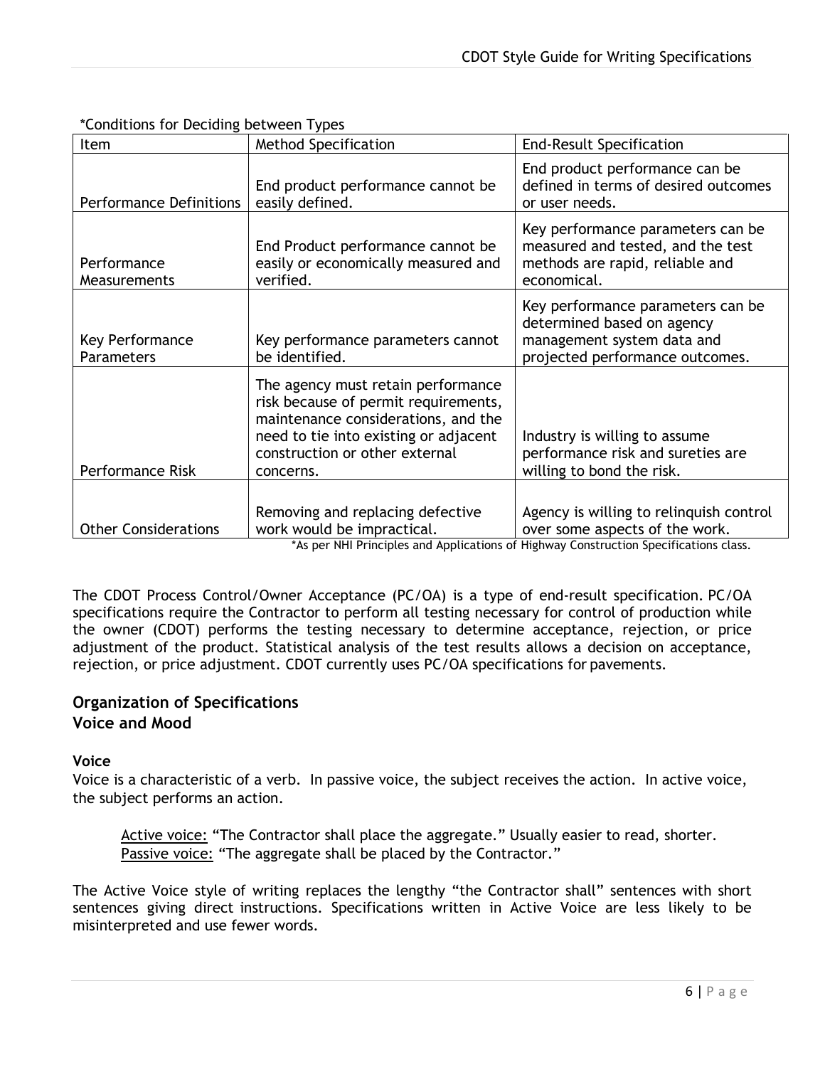*Conditions for Deciding between Types

| Item | Method Specification | End-Result Specification |
| --- | --- | --- |
| Performance Definitions | End product performance cannot be easily defined. | End product performance can be defined in terms of desired outcomes or user needs. |
| Performance Measurements | End Product performance cannot be easily or economically measured and verified. | Key performance parameters can be measured and tested, and the test methods are rapid, reliable and economical. |
| Key Performance Parameters | Key performance parameters cannot be identified. | Key performance parameters can be determined based on agency management system data and projected performance outcomes. |
| Performance Risk | The agency must retain performance risk because of permit requirements, maintenance considerations, and the need to tie into existing or adjacent construction or other external concerns. | Industry is willing to assume performance risk and sureties are willing to bond the risk. |
| Other Considerations | Removing and replacing defective work would be impractical. | Agency is willing to relinquish control over some aspects of the work. |

*As per NHI Principles and Applications of Highway Construction Specifications class.

The CDOT Process Control/Owner Acceptance (PC/OA) is a type of end-result specification. PC/OA specifications require the Contractor to perform all testing necessary for control of production while the owner (CDOT) performs the testing necessary to determine acceptance, rejection, or price adjustment of the product. Statistical analysis of the test results allows a decision on acceptance, rejection, or price adjustment. CDOT currently uses PC/OA specifications for pavements.

## Organization of Specifications

## Voice and Mood

### Voice

Voice is a characteristic of a verb. In passive voice, the subject receives the action. In active voice, the subject performs an action.

> Active voice: "The Contractor shall place the aggregate." Usually easier to read, shorter.
> Passive voice: "The aggregate shall be placed by the Contractor."

The Active Voice style of writing replaces the lengthy "the Contractor shall" sentences with short sentences giving direct instructions. Specifications written in Active Voice are less likely to be misinterpreted and use fewer words.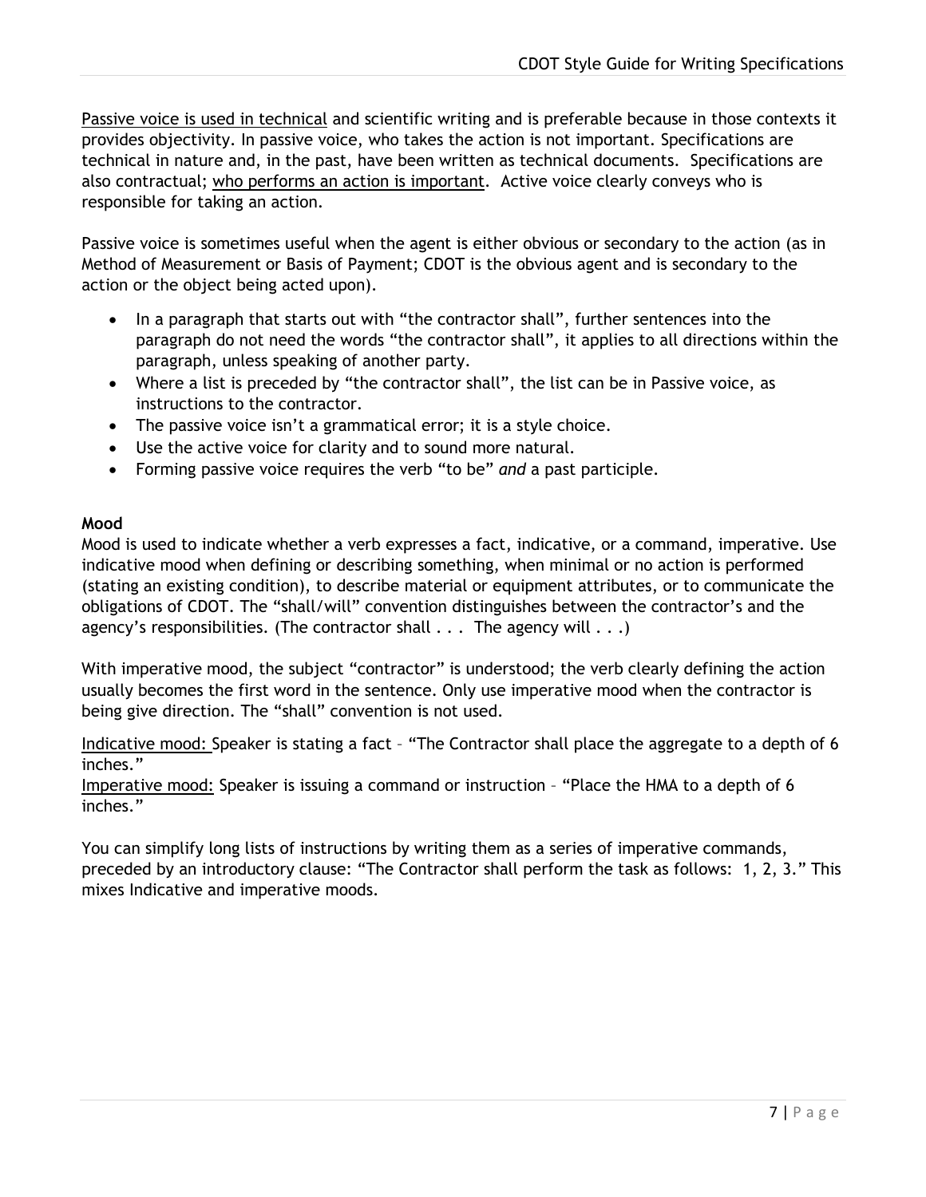Passive voice is used in technical and scientific writing and is preferable because in those contexts it provides objectivity. In passive voice, who takes the action is not important. Specifications are technical in nature and, in the past, have been written as technical documents. Specifications are also contractual; who performs an action is important. Active voice clearly conveys who is responsible for taking an action.

Passive voice is sometimes useful when the agent is either obvious or secondary to the action (as in Method of Measurement or Basis of Payment; CDOT is the obvious agent and is secondary to the action or the object being acted upon).

- In a paragraph that starts out with "the contractor shall", further sentences into the paragraph do not need the words "the contractor shall", it applies to all directions within the paragraph, unless speaking of another party.
- Where a list is preceded by "the contractor shall", the list can be in Passive voice, as instructions to the contractor.
- The passive voice isn't a grammatical error; it is a style choice.
- Use the active voice for clarity and to sound more natural.
- Forming passive voice requires the verb "to be" *and* a past participle.

**Mood**

Mood is used to indicate whether a verb expresses a fact, indicative, or a command, imperative. Use indicative mood when defining or describing something, when minimal or no action is performed (stating an existing condition), to describe material or equipment attributes, or to communicate the obligations of CDOT. The "shall/will" convention distinguishes between the contractor's and the agency's responsibilities. (The contractor shall . . . The agency will . . .)

With imperative mood, the subject "contractor" is understood; the verb clearly defining the action usually becomes the first word in the sentence. Only use imperative mood when the contractor is being give direction. The "shall" convention is not used.

Indicative mood: Speaker is stating a fact – "The Contractor shall place the aggregate to a depth of 6 inches."
Imperative mood: Speaker is issuing a command or instruction – "Place the HMA to a depth of 6 inches."

You can simplify long lists of instructions by writing them as a series of imperative commands, preceded by an introductory clause: "The Contractor shall perform the task as follows: 1, 2, 3." This mixes Indicative and imperative moods.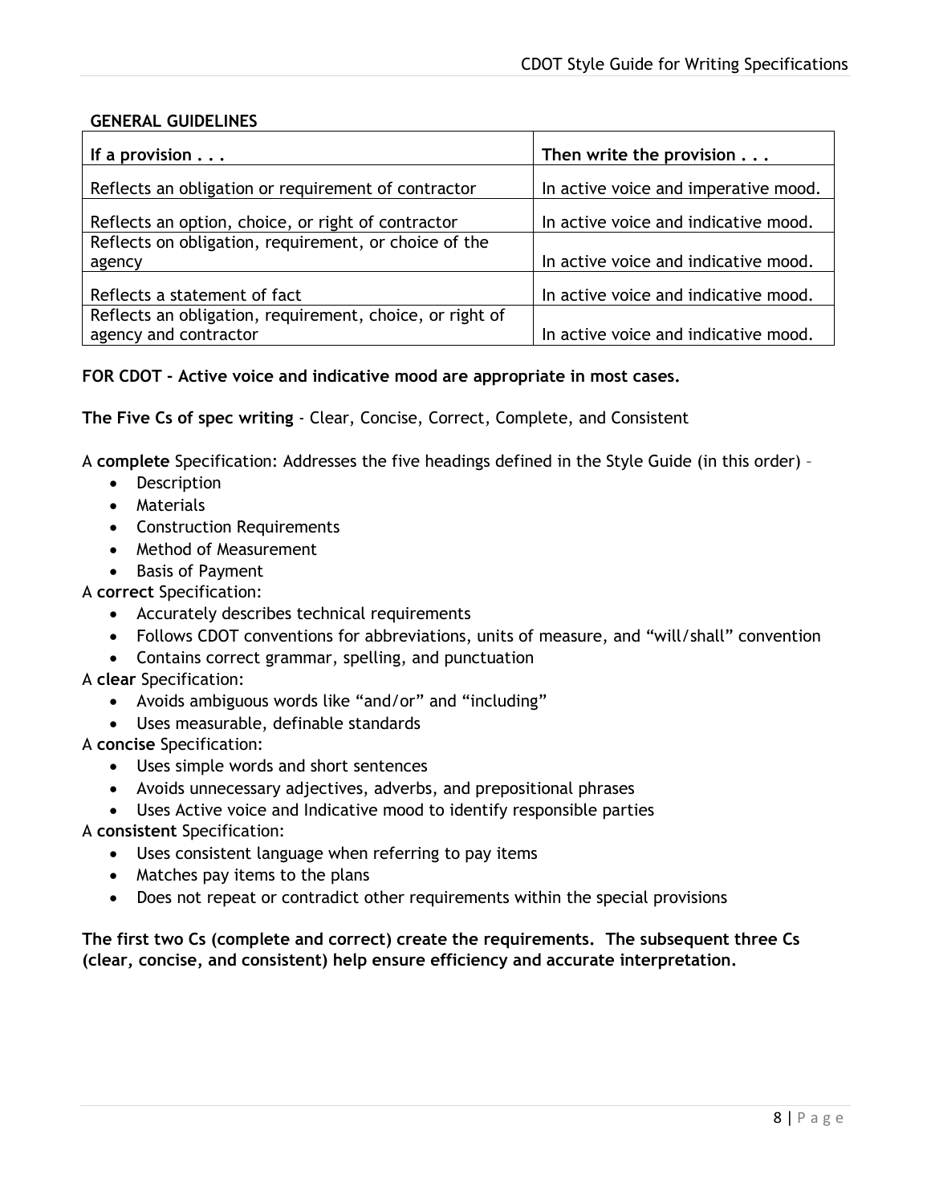**GENERAL GUIDELINES**

| If a provision . . . | Then write the provision . . . |
|---|---|
| Reflects an obligation or requirement of contractor | In active voice and imperative mood. |
| Reflects an option, choice, or right of contractor | In active voice and indicative mood. |
| Reflects on obligation, requirement, or choice of the agency | In active voice and indicative mood. |
| Reflects a statement of fact | In active voice and indicative mood. |
| Reflects an obligation, requirement, choice, or right of agency and contractor | In active voice and indicative mood. |

**FOR CDOT - Active voice and indicative mood are appropriate in most cases.**

**The Five Cs of spec writing** - Clear, Concise, Correct, Complete, and Consistent

A **complete** Specification: Addresses the five headings defined in the Style Guide (in this order) –

- Description
- Materials
- Construction Requirements
- Method of Measurement
- Basis of Payment

A **correct** Specification:

- Accurately describes technical requirements
- Follows CDOT conventions for abbreviations, units of measure, and "will/shall" convention
- Contains correct grammar, spelling, and punctuation

A **clear** Specification:

- Avoids ambiguous words like "and/or" and "including"
- Uses measurable, definable standards

A **concise** Specification:

- Uses simple words and short sentences
- Avoids unnecessary adjectives, adverbs, and prepositional phrases
- Uses Active voice and Indicative mood to identify responsible parties

A **consistent** Specification:

- Uses consistent language when referring to pay items
- Matches pay items to the plans
- Does not repeat or contradict other requirements within the special provisions

**The first two Cs (complete and correct) create the requirements. The subsequent three Cs (clear, concise, and consistent) help ensure efficiency and accurate interpretation.**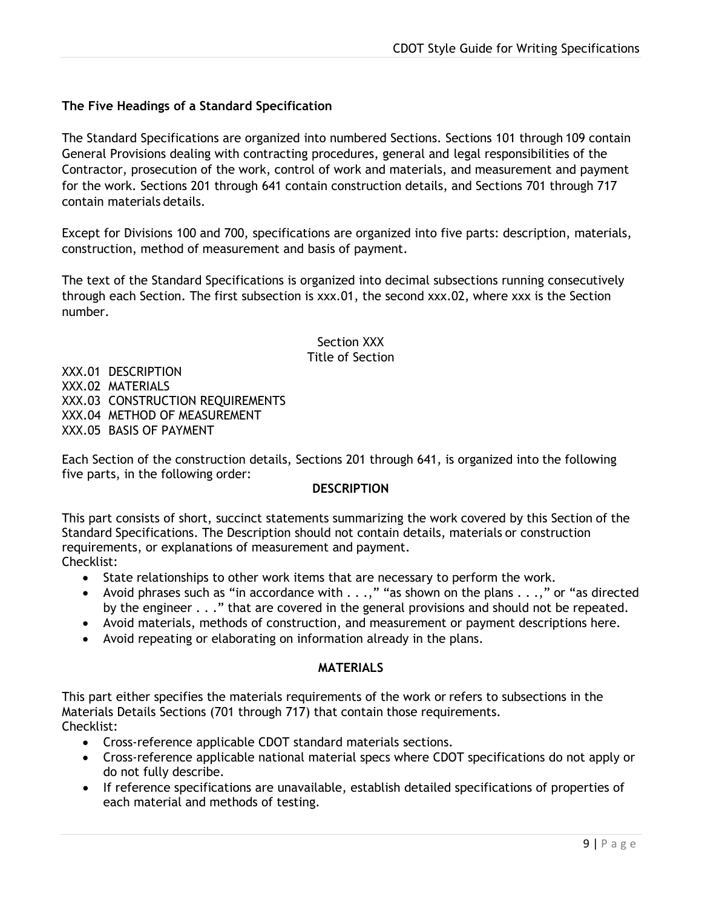## The Five Headings of a Standard Specification

The Standard Specifications are organized into numbered Sections. Sections 101 through 109 contain General Provisions dealing with contracting procedures, general and legal responsibilities of the Contractor, prosecution of the work, control of work and materials, and measurement and payment for the work. Sections 201 through 641 contain construction details, and Sections 701 through 717 contain materials details.

Except for Divisions 100 and 700, specifications are organized into five parts: description, materials, construction, method of measurement and basis of payment.

The text of the Standard Specifications is organized into decimal subsections running consecutively through each Section. The first subsection is xxx.01, the second xxx.02, where xxx is the Section number.

Section XXX
Title of Section

XXX.01 DESCRIPTION
XXX.02 MATERIALS
XXX.03 CONSTRUCTION REQUIREMENTS
XXX.04 METHOD OF MEASUREMENT
XXX.05 BASIS OF PAYMENT

Each Section of the construction details, Sections 201 through 641, is organized into the following five parts, in the following order:

### DESCRIPTION

This part consists of short, succinct statements summarizing the work covered by this Section of the Standard Specifications. The Description should not contain details, materials or construction requirements, or explanations of measurement and payment.
Checklist:

- State relationships to other work items that are necessary to perform the work.
- Avoid phrases such as "in accordance with . . .," "as shown on the plans . . .," or "as directed by the engineer . . ." that are covered in the general provisions and should not be repeated.
- Avoid materials, methods of construction, and measurement or payment descriptions here.
- Avoid repeating or elaborating on information already in the plans.

### MATERIALS

This part either specifies the materials requirements of the work or refers to subsections in the Materials Details Sections (701 through 717) that contain those requirements.
Checklist:

- Cross-reference applicable CDOT standard materials sections.
- Cross-reference applicable national material specs where CDOT specifications do not apply or do not fully describe.
- If reference specifications are unavailable, establish detailed specifications of properties of each material and methods of testing.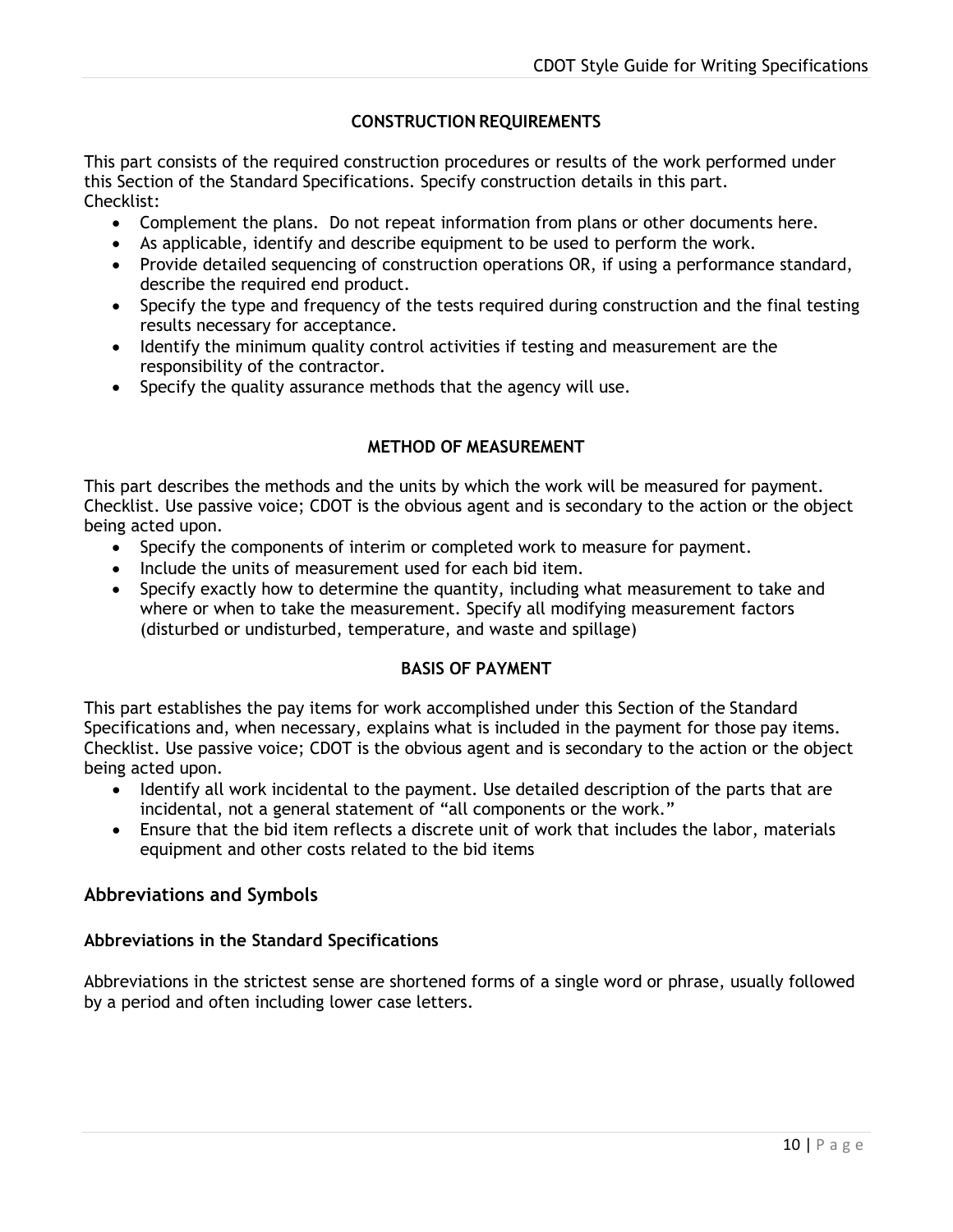**CONSTRUCTION REQUIREMENTS**

This part consists of the required construction procedures or results of the work performed under this Section of the Standard Specifications. Specify construction details in this part.
Checklist:

- Complement the plans. Do not repeat information from plans or other documents here.
- As applicable, identify and describe equipment to be used to perform the work.
- Provide detailed sequencing of construction operations OR, if using a performance standard, describe the required end product.
- Specify the type and frequency of the tests required during construction and the final testing results necessary for acceptance.
- Identify the minimum quality control activities if testing and measurement are the responsibility of the contractor.
- Specify the quality assurance methods that the agency will use.

**METHOD OF MEASUREMENT**

This part describes the methods and the units by which the work will be measured for payment. Checklist. Use passive voice; CDOT is the obvious agent and is secondary to the action or the object being acted upon.

- Specify the components of interim or completed work to measure for payment.
- Include the units of measurement used for each bid item.
- Specify exactly how to determine the quantity, including what measurement to take and where or when to take the measurement. Specify all modifying measurement factors (disturbed or undisturbed, temperature, and waste and spillage)

**BASIS OF PAYMENT**

This part establishes the pay items for work accomplished under this Section of the Standard Specifications and, when necessary, explains what is included in the payment for those pay items. Checklist. Use passive voice; CDOT is the obvious agent and is secondary to the action or the object being acted upon.

- Identify all work incidental to the payment. Use detailed description of the parts that are incidental, not a general statement of "all components or the work."
- Ensure that the bid item reflects a discrete unit of work that includes the labor, materials equipment and other costs related to the bid items

## Abbreviations and Symbols

### Abbreviations in the Standard Specifications

Abbreviations in the strictest sense are shortened forms of a single word or phrase, usually followed by a period and often including lower case letters.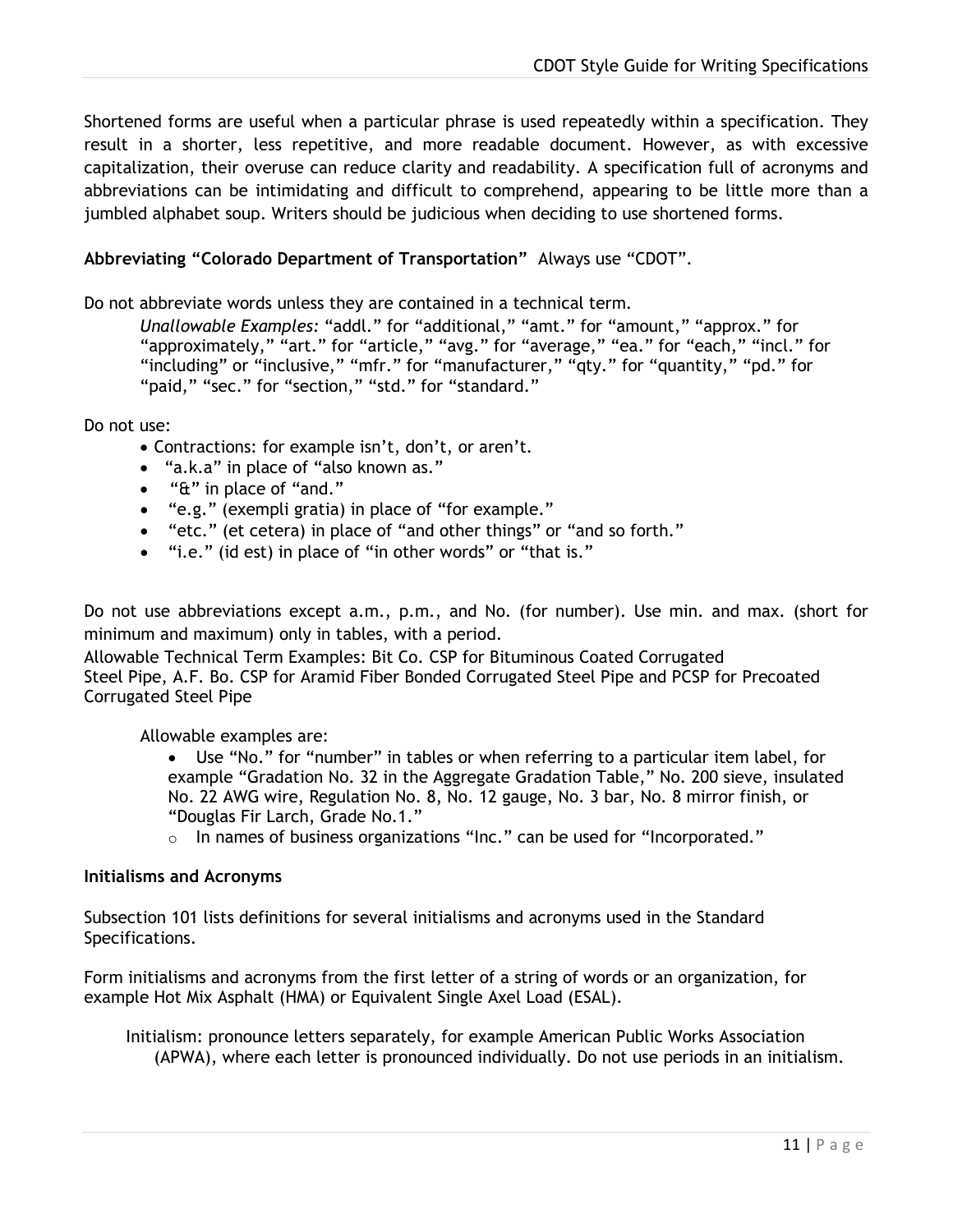Shortened forms are useful when a particular phrase is used repeatedly within a specification. They result in a shorter, less repetitive, and more readable document. However, as with excessive capitalization, their overuse can reduce clarity and readability. A specification full of acronyms and abbreviations can be intimidating and difficult to comprehend, appearing to be little more than a jumbled alphabet soup. Writers should be judicious when deciding to use shortened forms.

**Abbreviating "Colorado Department of Transportation"** Always use "CDOT".

Do not abbreviate words unless they are contained in a technical term.

*Unallowable Examples:* "addl." for "additional," "amt." for "amount," "approx." for "approximately," "art." for "article," "avg." for "average," "ea." for "each," "incl." for "including" or "inclusive," "mfr." for "manufacturer," "qty." for "quantity," "pd." for "paid," "sec." for "section," "std." for "standard."

Do not use:

- Contractions: for example isn't, don't, or aren't.
- "a.k.a" in place of "also known as."
- "&" in place of "and."
- "e.g." (exempli gratia) in place of "for example."
- "etc." (et cetera) in place of "and other things" or "and so forth."
- "i.e." (id est) in place of "in other words" or "that is."

Do not use abbreviations except a.m., p.m., and No. (for number). Use min. and max. (short for minimum and maximum) only in tables, with a period.

Allowable Technical Term Examples: Bit Co. CSP for Bituminous Coated Corrugated Steel Pipe, A.F. Bo. CSP for Aramid Fiber Bonded Corrugated Steel Pipe and PCSP for Precoated Corrugated Steel Pipe

Allowable examples are:

- Use "No." for "number" in tables or when referring to a particular item label, for example "Gradation No. 32 in the Aggregate Gradation Table," No. 200 sieve, insulated No. 22 AWG wire, Regulation No. 8, No. 12 gauge, No. 3 bar, No. 8 mirror finish, or "Douglas Fir Larch, Grade No.1."
  - In names of business organizations "Inc." can be used for "Incorporated."

**Initialisms and Acronyms**

Subsection 101 lists definitions for several initialisms and acronyms used in the Standard Specifications.

Form initialisms and acronyms from the first letter of a string of words or an organization, for example Hot Mix Asphalt (HMA) or Equivalent Single Axel Load (ESAL).

Initialism: pronounce letters separately, for example American Public Works Association (APWA), where each letter is pronounced individually. Do not use periods in an initialism.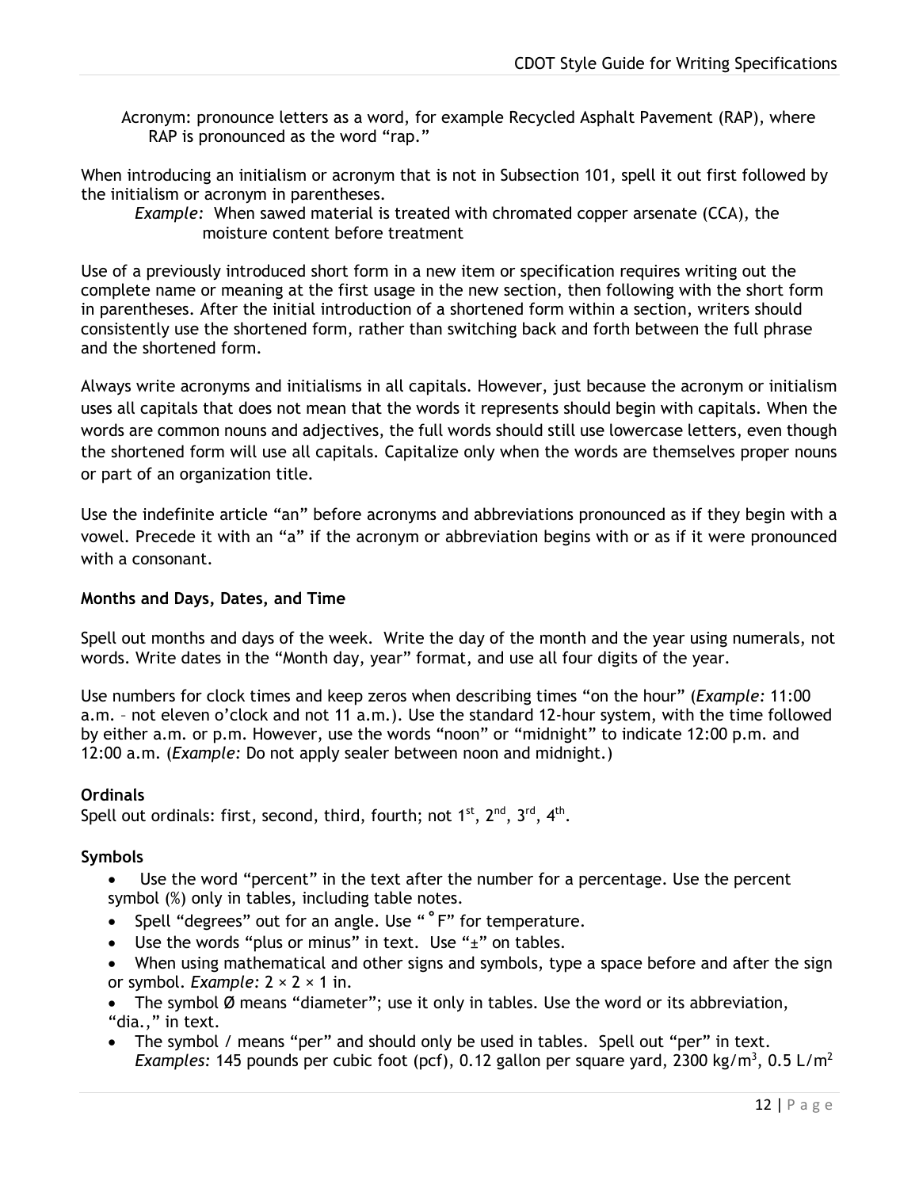Acronym: pronounce letters as a word, for example Recycled Asphalt Pavement (RAP), where RAP is pronounced as the word "rap."

When introducing an initialism or acronym that is not in Subsection 101, spell it out first followed by the initialism or acronym in parentheses.

*Example:* When sawed material is treated with chromated copper arsenate (CCA), the moisture content before treatment

Use of a previously introduced short form in a new item or specification requires writing out the complete name or meaning at the first usage in the new section, then following with the short form in parentheses. After the initial introduction of a shortened form within a section, writers should consistently use the shortened form, rather than switching back and forth between the full phrase and the shortened form.

Always write acronyms and initialisms in all capitals. However, just because the acronym or initialism uses all capitals that does not mean that the words it represents should begin with capitals. When the words are common nouns and adjectives, the full words should still use lowercase letters, even though the shortened form will use all capitals. Capitalize only when the words are themselves proper nouns or part of an organization title.

Use the indefinite article "an" before acronyms and abbreviations pronounced as if they begin with a vowel. Precede it with an "a" if the acronym or abbreviation begins with or as if it were pronounced with a consonant.

**Months and Days, Dates, and Time**

Spell out months and days of the week. Write the day of the month and the year using numerals, not words. Write dates in the "Month day, year" format, and use all four digits of the year.

Use numbers for clock times and keep zeros when describing times "on the hour" (*Example:* 11:00 a.m. – not eleven o'clock and not 11 a.m.). Use the standard 12-hour system, with the time followed by either a.m. or p.m. However, use the words "noon" or "midnight" to indicate 12:00 p.m. and 12:00 a.m. (*Example:* Do not apply sealer between noon and midnight.)

**Ordinals**

Spell out ordinals: first, second, third, fourth; not $1^{st}$, $2^{nd}$, $3^{rd}$, $4^{th}$.

**Symbols**

- Use the word "percent" in the text after the number for a percentage. Use the percent symbol (%) only in tables, including table notes.
- Spell "degrees" out for an angle. Use "°F" for temperature.
- Use the words "plus or minus" in text. Use "±" on tables.
- When using mathematical and other signs and symbols, type a space before and after the sign or symbol. *Example:* 2 × 2 × 1 in.
- The symbol Ø means "diameter"; use it only in tables. Use the word or its abbreviation, "dia.," in text.
- The symbol / means "per" and should only be used in tables. Spell out "per" in text. *Examples:* 145 pounds per cubic foot (pcf), 0.12 gallon per square yard, 2300 kg/$m^3$, 0.5 L/$m^2$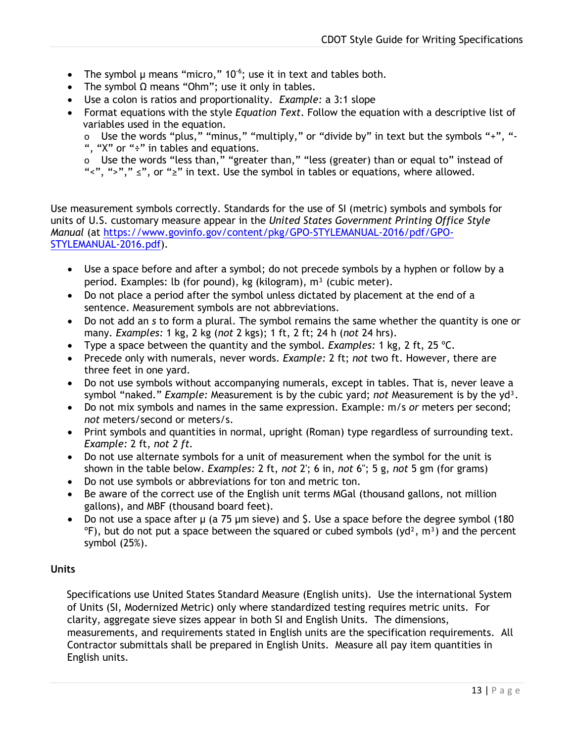- The symbol μ means "micro," $10^{-6}$; use it in text and tables both.
- The symbol Ω means "Ohm"; use it only in tables.
- Use a colon is ratios and proportionality. *Example:* a 3:1 slope
- Format equations with the style *Equation Text*. Follow the equation with a descriptive list of variables used in the equation.
  - Use the words "plus," "minus," "multiply," or "divide by" in text but the symbols "+", "-", "X" or "÷" in tables and equations.
  - Use the words "less than," "greater than," "less (greater) than or equal to" instead of "<", ">"," ≤", or "≥" in text. Use the symbol in tables or equations, where allowed.

Use measurement symbols correctly. Standards for the use of SI (metric) symbols and symbols for units of U.S. customary measure appear in the *United States Government Printing Office Style Manual* (at [https://www.govinfo.gov/content/pkg/GPO-STYLEMANUAL-2016/pdf/GPO-STYLEMANUAL-2016.pdf](https://www.govinfo.gov/content/pkg/GPO-STYLEMANUAL-2016/pdf/GPO-STYLEMANUAL-2016.pdf)).

- Use a space before and after a symbol; do not precede symbols by a hyphen or follow by a period. Examples: lb (for pound), kg (kilogram), $m^3$ (cubic meter).
- Do not place a period after the symbol unless dictated by placement at the end of a sentence. Measurement symbols are not abbreviations.
- Do not add an *s* to form a plural. The symbol remains the same whether the quantity is one or many. *Examples:* 1 kg, 2 kg (*not* 2 kgs); 1 ft, 2 ft; 24 h (*not* 24 hrs).
- Type a space between the quantity and the symbol. *Examples:* 1 kg, 2 ft, 25 °C.
- Precede only with numerals, never words. *Example:* 2 ft; *not* two ft. However, there are three feet in one yard.
- Do not use symbols without accompanying numerals, except in tables. That is, never leave a symbol "naked." *Example:* Measurement is by the cubic yard; *not* Measurement is by the $yd^3$.
- Do not mix symbols and names in the same expression. Example*:* m/s *or* meters per second; *not* meters/second or meters/s.
- Print symbols and quantities in normal, upright (Roman) type regardless of surrounding text. *Example:* 2 ft, *not 2 ft*.
- Do not use alternate symbols for a unit of measurement when the symbol for the unit is shown in the table below. *Examples:* 2 ft, *not* 2'; 6 in, *not* 6"; 5 g, *not* 5 gm (for grams)
- Do not use symbols or abbreviations for ton and metric ton.
- Be aware of the correct use of the English unit terms MGal (thousand gallons, not million gallons), and MBF (thousand board feet).
- Do not use a space after μ (a 75 μm sieve) and $. Use a space before the degree symbol (180 °F), but do not put a space between the squared or cubed symbols ($yd^2$, $m^3$) and the percent symbol (25%).

**Units**

Specifications use United States Standard Measure (English units). Use the international System of Units (SI, Modernized Metric) only where standardized testing requires metric units. For clarity, aggregate sieve sizes appear in both SI and English Units. The dimensions, measurements, and requirements stated in English units are the specification requirements. All Contractor submittals shall be prepared in English Units. Measure all pay item quantities in English units.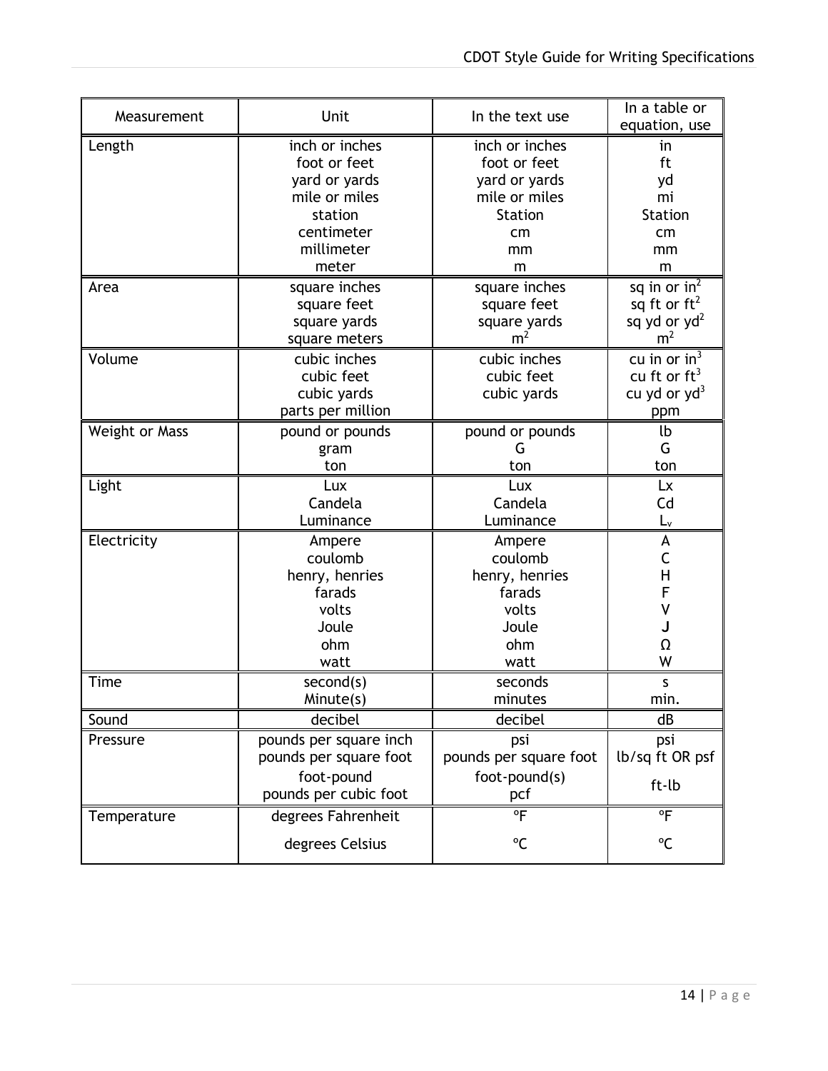| Measurement | Unit | In the text use | In a table or equation, use |
|---|---|---|---|
| Length | inch or inches<br>foot or feet<br>yard or yards<br>mile or miles<br>station<br>centimeter<br>millimeter<br>meter | inch or inches<br>foot or feet<br>yard or yards<br>mile or miles<br>Station<br>cm<br>mm<br>m | in<br>ft<br>yd<br>mi<br>Station<br>cm<br>mm<br>m |
| Area | square inches<br>square feet<br>square yards<br>square meters | square inches<br>square feet<br>square yards<br>$m^2$ | sq in or $in^2$<br>sq ft or $ft^2$<br>sq yd or $yd^2$<br>$m^2$ |
| Volume | cubic inches<br>cubic feet<br>cubic yards<br>parts per million | cubic inches<br>cubic feet<br>cubic yards | cu in or $in^3$<br>cu ft or $ft^3$<br>cu yd or $yd^3$<br>ppm |
| Weight or Mass | pound or pounds<br>gram<br>ton | pound or pounds<br>G<br>ton | lb<br>G<br>ton |
| Light | Lux<br>Candela<br>Luminance | Lux<br>Candela<br>Luminance | Lx<br>Cd<br>$L_v$ |
| Electricity | Ampere<br>coulomb<br>henry, henries<br>farads<br>volts<br>Joule<br>ohm<br>watt | Ampere<br>coulomb<br>henry, henries<br>farads<br>volts<br>Joule<br>ohm<br>watt | A<br>C<br>H<br>F<br>V<br>J<br>Ω<br>W |
| Time | second(s)<br>Minute(s) | seconds<br>minutes | s<br>min. |
| Sound | decibel | decibel | dB |
| Pressure | pounds per square inch<br>pounds per square foot<br>foot-pound<br>pounds per cubic foot | psi<br>pounds per square foot<br>foot-pound(s)<br>pcf | psi<br>lb/sq ft OR psf<br>ft-lb |
| Temperature | degrees Fahrenheit<br>degrees Celsius | °F<br>°C | °F<br>°C |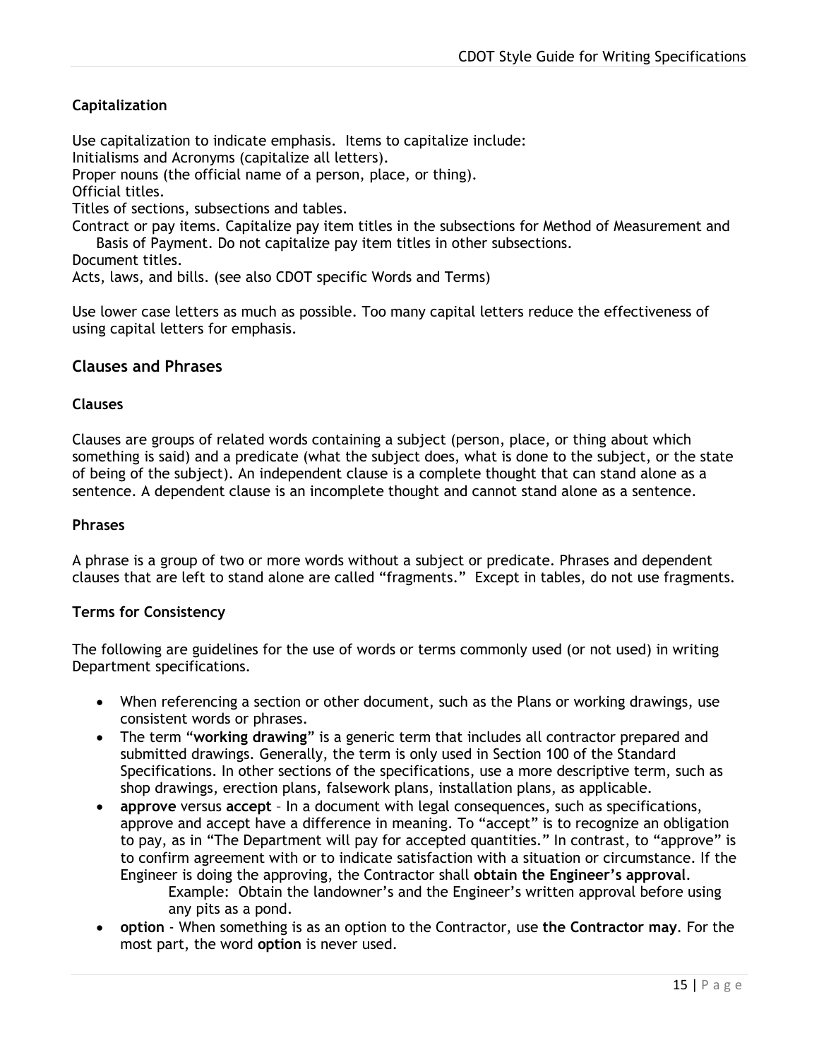### Capitalization

Use capitalization to indicate emphasis. Items to capitalize include:
Initialisms and Acronyms (capitalize all letters).
Proper nouns (the official name of a person, place, or thing).
Official titles.
Titles of sections, subsections and tables.
Contract or pay items. Capitalize pay item titles in the subsections for Method of Measurement and Basis of Payment. Do not capitalize pay item titles in other subsections.
Document titles.
Acts, laws, and bills. (see also CDOT specific Words and Terms)

Use lower case letters as much as possible. Too many capital letters reduce the effectiveness of using capital letters for emphasis.

## Clauses and Phrases

### Clauses

Clauses are groups of related words containing a subject (person, place, or thing about which something is said) and a predicate (what the subject does, what is done to the subject, or the state of being of the subject). An independent clause is a complete thought that can stand alone as a sentence. A dependent clause is an incomplete thought and cannot stand alone as a sentence.

### Phrases

A phrase is a group of two or more words without a subject or predicate. Phrases and dependent clauses that are left to stand alone are called "fragments." Except in tables, do not use fragments.

### Terms for Consistency

The following are guidelines for the use of words or terms commonly used (or not used) in writing Department specifications.

- When referencing a section or other document, such as the Plans or working drawings, use consistent words or phrases.
- The term "**working drawing**" is a generic term that includes all contractor prepared and submitted drawings. Generally, the term is only used in Section 100 of the Standard Specifications. In other sections of the specifications, use a more descriptive term, such as shop drawings, erection plans, falsework plans, installation plans, as applicable.
- **approve** versus **accept** – In a document with legal consequences, such as specifications, approve and accept have a difference in meaning. To "accept" is to recognize an obligation to pay, as in "The Department will pay for accepted quantities." In contrast, to "approve" is to confirm agreement with or to indicate satisfaction with a situation or circumstance. If the Engineer is doing the approving, the Contractor shall **obtain the Engineer's approval**.

  Example: Obtain the landowner's and the Engineer's written approval before using any pits as a pond.
- **option** - When something is as an option to the Contractor, use **the Contractor may**. For the most part, the word **option** is never used.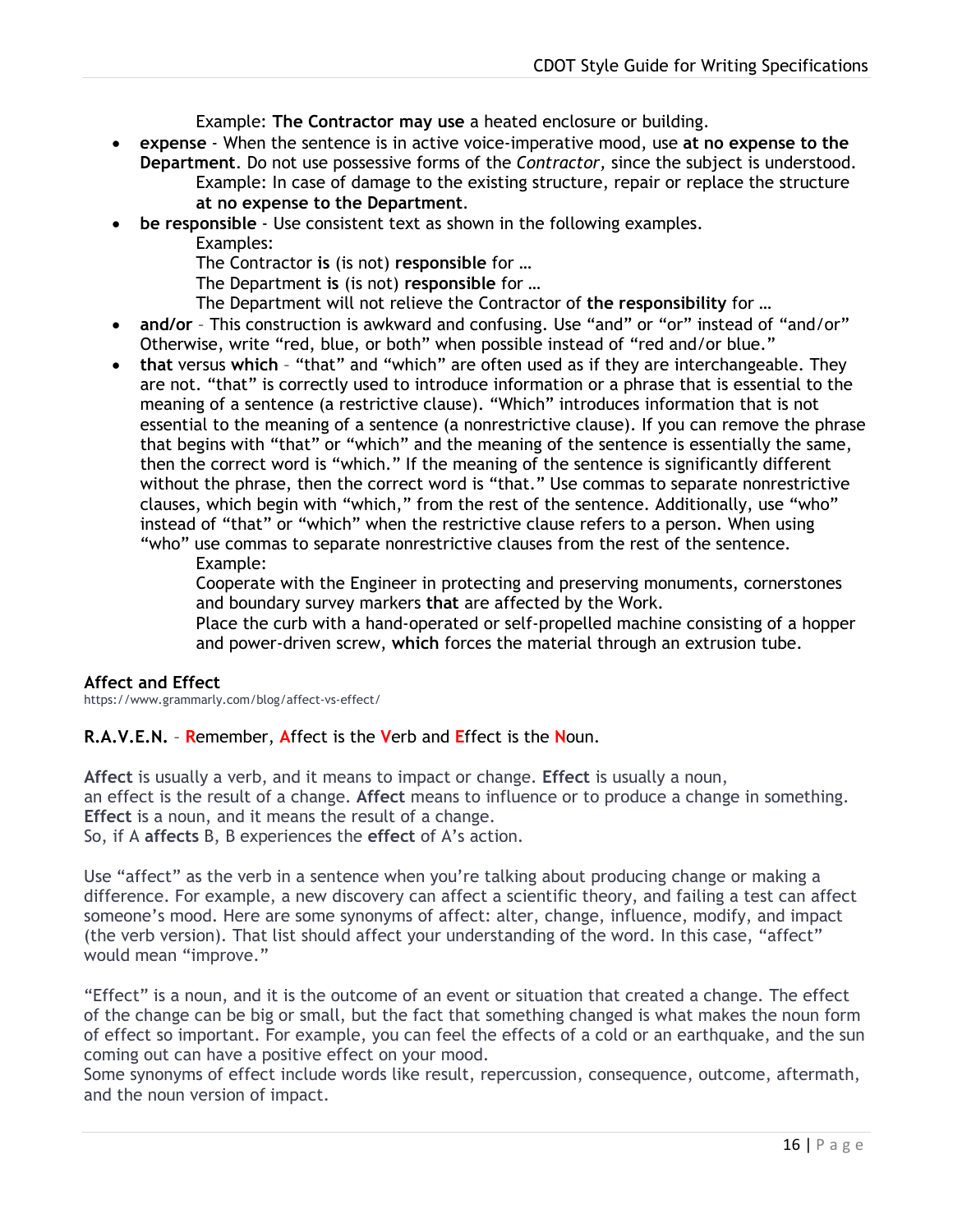Example: **The Contractor may use** a heated enclosure or building.

- **expense** - When the sentence is in active voice-imperative mood, use **at no expense to the Department**. Do not use possessive forms of the *Contractor,* since the subject is understood.

  Example: In case of damage to the existing structure, repair or replace the structure **at no expense to the Department**.

- **be responsible** - Use consistent text as shown in the following examples.

  Examples:

  The Contractor **is** (is not) **responsible** for …

  The Department **is** (is not) **responsible** for …

  The Department will not relieve the Contractor of **the responsibility** for …

- **and/or** – This construction is awkward and confusing. Use "and" or "or" instead of "and/or" Otherwise, write "red, blue, or both" when possible instead of "red and/or blue."

- **that** versus **which** – "that" and "which" are often used as if they are interchangeable. They are not. "that" is correctly used to introduce information or a phrase that is essential to the meaning of a sentence (a restrictive clause). "Which" introduces information that is not essential to the meaning of a sentence (a nonrestrictive clause). If you can remove the phrase that begins with "that" or "which" and the meaning of the sentence is essentially the same, then the correct word is "which." If the meaning of the sentence is significantly different without the phrase, then the correct word is "that." Use commas to separate nonrestrictive clauses, which begin with "which," from the rest of the sentence. Additionally, use "who" instead of "that" or "which" when the restrictive clause refers to a person. When using "who" use commas to separate nonrestrictive clauses from the rest of the sentence.

  Example:

  Cooperate with the Engineer in protecting and preserving monuments, cornerstones and boundary survey markers **that** are affected by the Work.

  Place the curb with a hand-operated or self-propelled machine consisting of a hopper and power-driven screw, **which** forces the material through an extrusion tube.

### Affect and Effect

https://www.grammarly.com/blog/affect-vs-effect/

**R.A.V.E.N.** – **R**emember, **A**ffect is the **V**erb and **E**ffect is the **N**oun.

**Affect** is usually a verb, and it means to impact or change. **Effect** is usually a noun, an effect is the result of a change. **Affect** means to influence or to produce a change in something. **Effect** is a noun, and it means the result of a change.
So, if A **affects** B, B experiences the **effect** of A's action.

Use "affect" as the verb in a sentence when you're talking about producing change or making a difference. For example, a new discovery can affect a scientific theory, and failing a test can affect someone's mood. Here are some synonyms of affect: alter, change, influence, modify, and impact (the verb version). That list should affect your understanding of the word. In this case, "affect" would mean "improve."

"Effect" is a noun, and it is the outcome of an event or situation that created a change. The effect of the change can be big or small, but the fact that something changed is what makes the noun form of effect so important. For example, you can feel the effects of a cold or an earthquake, and the sun coming out can have a positive effect on your mood.
Some synonyms of effect include words like result, repercussion, consequence, outcome, aftermath, and the noun version of impact.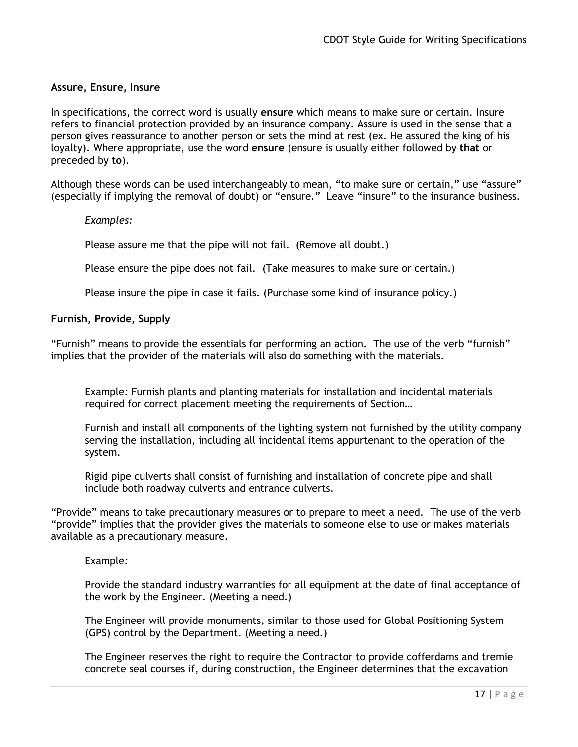**Assure, Ensure, Insure**

In specifications, the correct word is usually **ensure** which means to make sure or certain. Insure refers to financial protection provided by an insurance company. Assure is used in the sense that a person gives reassurance to another person or sets the mind at rest (ex. He assured the king of his loyalty). Where appropriate, use the word **ensure** (ensure is usually either followed by **that** or preceded by **to**).

Although these words can be used interchangeably to mean, "to make sure or certain," use "assure" (especially if implying the removal of doubt) or "ensure." Leave "insure" to the insurance business.

> *Examples:*
>
> Please assure me that the pipe will not fail. (Remove all doubt.)
>
> Please ensure the pipe does not fail. (Take measures to make sure or certain.)
>
> Please insure the pipe in case it fails. (Purchase some kind of insurance policy.)

**Furnish, Provide, Supply**

"Furnish" means to provide the essentials for performing an action. The use of the verb "furnish" implies that the provider of the materials will also do something with the materials.

> Example*:* Furnish plants and planting materials for installation and incidental materials required for correct placement meeting the requirements of Section…
>
> Furnish and install all components of the lighting system not furnished by the utility company serving the installation, including all incidental items appurtenant to the operation of the system.
>
> Rigid pipe culverts shall consist of furnishing and installation of concrete pipe and shall include both roadway culverts and entrance culverts.

"Provide" means to take precautionary measures or to prepare to meet a need. The use of the verb "provide" implies that the provider gives the materials to someone else to use or makes materials available as a precautionary measure.

> Example*:*
>
> Provide the standard industry warranties for all equipment at the date of final acceptance of the work by the Engineer. (Meeting a need.)
>
> The Engineer will provide monuments, similar to those used for Global Positioning System (GPS) control by the Department. (Meeting a need.)
>
> The Engineer reserves the right to require the Contractor to provide cofferdams and tremie concrete seal courses if, during construction, the Engineer determines that the excavation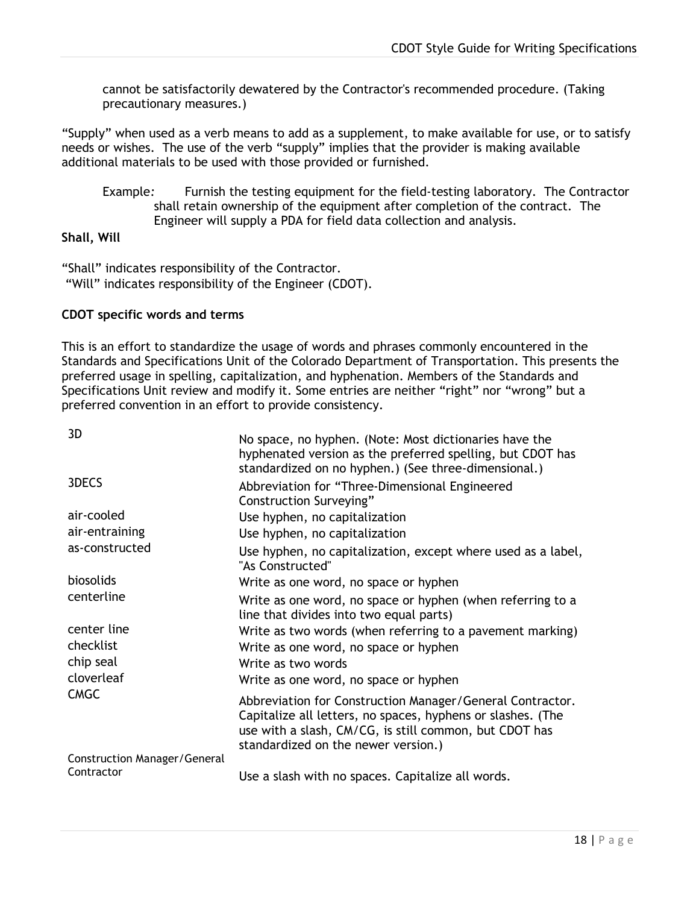cannot be satisfactorily dewatered by the Contractor's recommended procedure. (Taking precautionary measures.)

“Supply” when used as a verb means to add as a supplement, to make available for use, or to satisfy needs or wishes. The use of the verb “supply” implies that the provider is making available additional materials to be used with those provided or furnished.

> Example: Furnish the testing equipment for the field-testing laboratory. The Contractor shall retain ownership of the equipment after completion of the contract. The Engineer will supply a PDA for field data collection and analysis.

**Shall, Will**

“Shall” indicates responsibility of the Contractor.
“Will” indicates responsibility of the Engineer (CDOT).

**CDOT specific words and terms**

This is an effort to standardize the usage of words and phrases commonly encountered in the Standards and Specifications Unit of the Colorado Department of Transportation. This presents the preferred usage in spelling, capitalization, and hyphenation. Members of the Standards and Specifications Unit review and modify it. Some entries are neither “right” nor “wrong” but a preferred convention in an effort to provide consistency.

| Term | Usage |
|---|---|
| 3D | No space, no hyphen. (Note: Most dictionaries have the hyphenated version as the preferred spelling, but CDOT has standardized on no hyphen.) (See three-dimensional.) |
| 3DECS | Abbreviation for “Three-Dimensional Engineered Construction Surveying” |
| air-cooled | Use hyphen, no capitalization |
| air-entraining | Use hyphen, no capitalization |
| as-constructed | Use hyphen, no capitalization, except where used as a label, "As Constructed" |
| biosolids | Write as one word, no space or hyphen |
| centerline | Write as one word, no space or hyphen (when referring to a line that divides into two equal parts) |
| center line | Write as two words (when referring to a pavement marking) |
| checklist | Write as one word, no space or hyphen |
| chip seal | Write as two words |
| cloverleaf | Write as one word, no space or hyphen |
| CMGC | Abbreviation for Construction Manager/General Contractor. Capitalize all letters, no spaces, hyphens or slashes. (The use with a slash, CM/CG, is still common, but CDOT has standardized on the newer version.) |
| Construction Manager/General Contractor | Use a slash with no spaces. Capitalize all words. |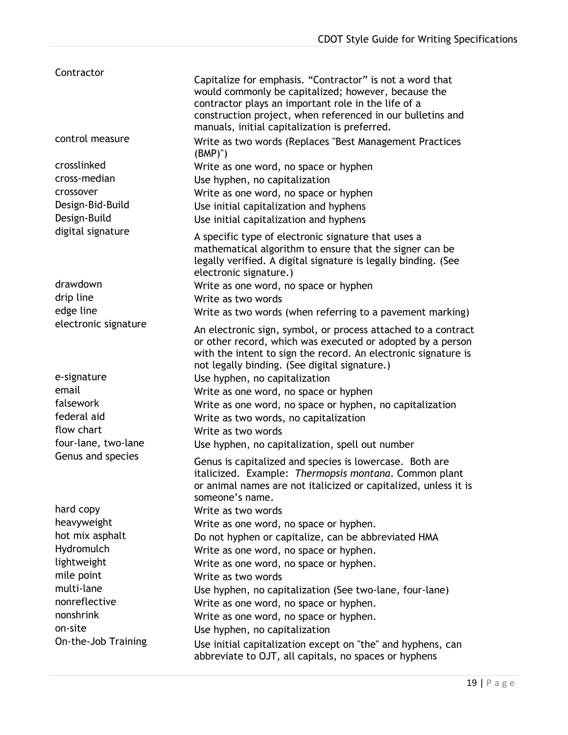| | |
|---|---|
| Contractor | Capitalize for emphasis. "Contractor" is not a word that would commonly be capitalized; however, because the contractor plays an important role in the life of a construction project, when referenced in our bulletins and manuals, initial capitalization is preferred. |
| control measure | Write as two words (Replaces "Best Management Practices (BMP)") |
| crosslinked | Write as one word, no space or hyphen |
| cross-median | Use hyphen, no capitalization |
| crossover | Write as one word, no space or hyphen |
| Design-Bid-Build | Use initial capitalization and hyphens |
| Design-Build | Use initial capitalization and hyphens |
| digital signature | A specific type of electronic signature that uses a mathematical algorithm to ensure that the signer can be legally verified. A digital signature is legally binding. (See electronic signature.) |
| drawdown | Write as one word, no space or hyphen |
| drip line | Write as two words |
| edge line | Write as two words (when referring to a pavement marking) |
| electronic signature | An electronic sign, symbol, or process attached to a contract or other record, which was executed or adopted by a person with the intent to sign the record. An electronic signature is not legally binding. (See digital signature.) |
| e-signature | Use hyphen, no capitalization |
| email | Write as one word, no space or hyphen |
| falsework | Write as one word, no space or hyphen, no capitalization |
| federal aid | Write as two words, no capitalization |
| flow chart | Write as two words |
| four-lane, two-lane | Use hyphen, no capitalization, spell out number |
| Genus and species | Genus is capitalized and species is lowercase. Both are italicized. Example: *Thermopsis montana*. Common plant or animal names are not italicized or capitalized, unless it is someone's name. |
| hard copy | Write as two words |
| heavyweight | Write as one word, no space or hyphen. |
| hot mix asphalt | Do not hyphen or capitalize, can be abbreviated HMA |
| Hydromulch | Write as one word, no space or hyphen. |
| lightweight | Write as one word, no space or hyphen. |
| mile point | Write as two words |
| multi-lane | Use hyphen, no capitalization (See two-lane, four-lane) |
| nonreflective | Write as one word, no space or hyphen. |
| nonshrink | Write as one word, no space or hyphen. |
| on-site | Use hyphen, no capitalization |
| On-the-Job Training | Use initial capitalization except on "the" and hyphens, can abbreviate to OJT, all capitals, no spaces or hyphens |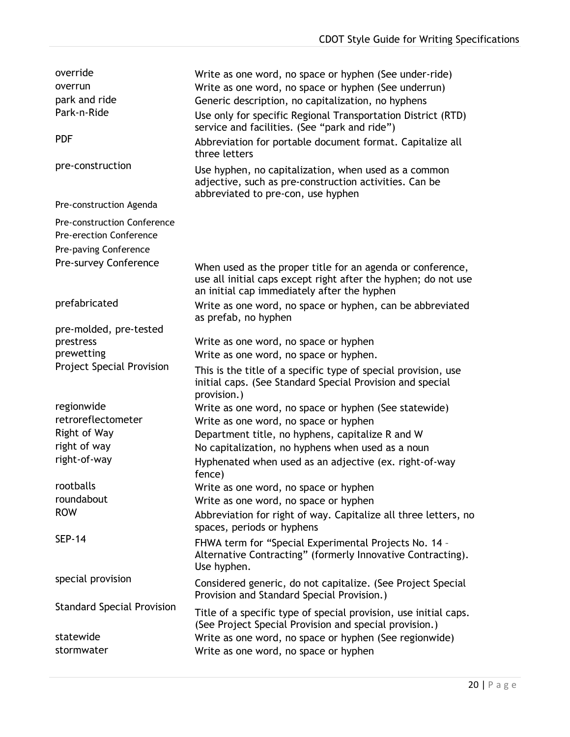| | |
|---|---|
| override | Write as one word, no space or hyphen (See under-ride) |
| overrun | Write as one word, no space or hyphen (See underrun) |
| park and ride | Generic description, no capitalization, no hyphens |
| Park-n-Ride | Use only for specific Regional Transportation District (RTD) service and facilities. (See "park and ride") |
| PDF | Abbreviation for portable document format. Capitalize all three letters |
| pre-construction | Use hyphen, no capitalization, when used as a common adjective, such as pre-construction activities. Can be abbreviated to pre-con, use hyphen |
| Pre-construction Agenda<br>Pre-construction Conference<br>Pre-erection Conference<br>Pre-paving Conference<br>Pre-survey Conference | When used as the proper title for an agenda or conference, use all initial caps except right after the hyphen; do not use an initial cap immediately after the hyphen |
| prefabricated | Write as one word, no space or hyphen, can be abbreviated as prefab, no hyphen |
| pre-molded, pre-tested | |
| prestress | Write as one word, no space or hyphen |
| prewetting | Write as one word, no space or hyphen. |
| Project Special Provision | This is the title of a specific type of special provision, use initial caps. (See Standard Special Provision and special provision.) |
| regionwide | Write as one word, no space or hyphen (See statewide) |
| retroreflectometer | Write as one word, no space or hyphen |
| Right of Way | Department title, no hyphens, capitalize R and W |
| right of way | No capitalization, no hyphens when used as a noun |
| right-of-way | Hyphenated when used as an adjective (ex. right-of-way fence) |
| rootballs | Write as one word, no space or hyphen |
| roundabout | Write as one word, no space or hyphen |
| ROW | Abbreviation for right of way. Capitalize all three letters, no spaces, periods or hyphens |
| SEP-14 | FHWA term for "Special Experimental Projects No. 14 – Alternative Contracting" (formerly Innovative Contracting). Use hyphen. |
| special provision | Considered generic, do not capitalize. (See Project Special Provision and Standard Special Provision.) |
| Standard Special Provision | Title of a specific type of special provision, use initial caps. (See Project Special Provision and special provision.) |
| statewide | Write as one word, no space or hyphen (See regionwide) |
| stormwater | Write as one word, no space or hyphen |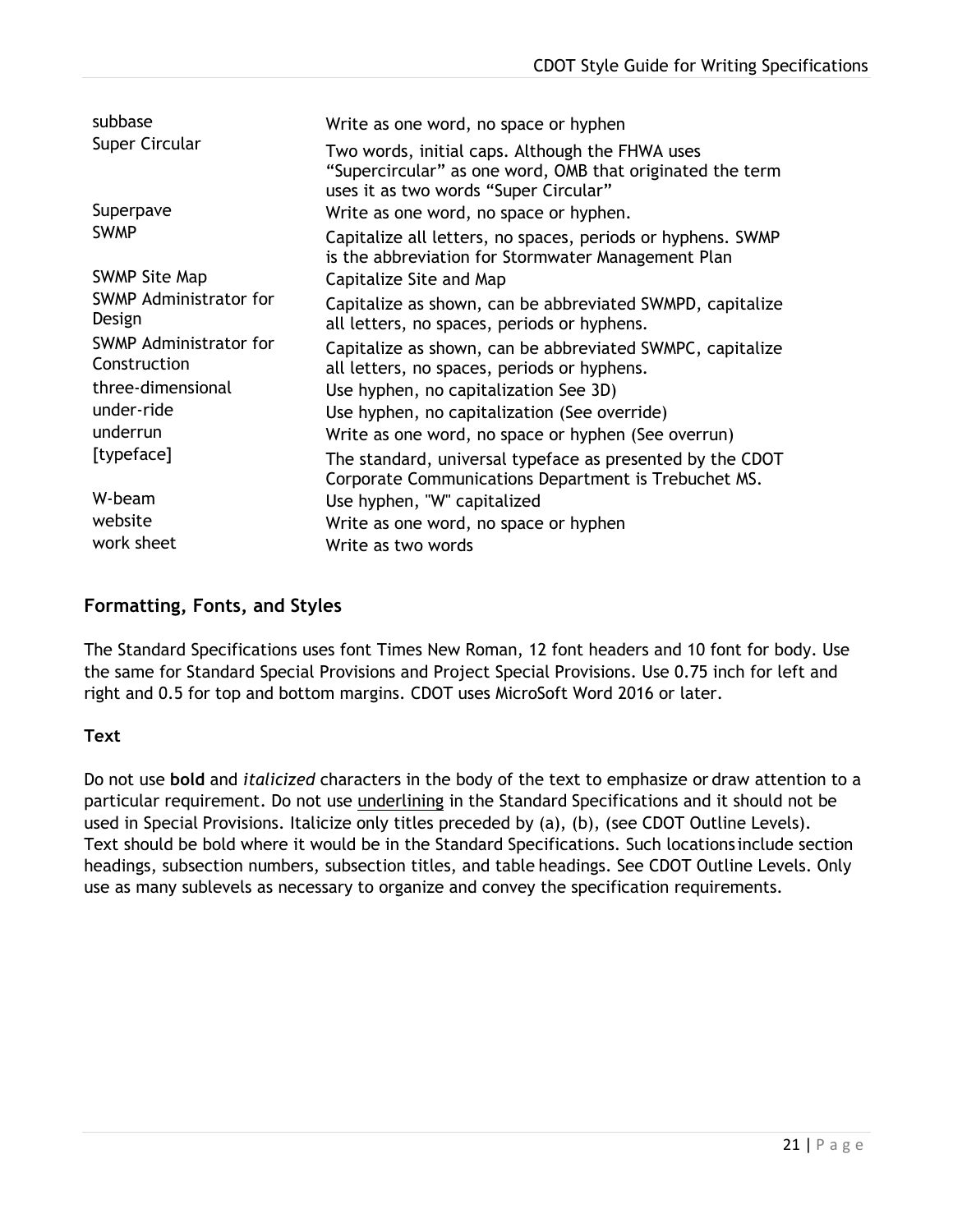| | |
|---|---|
| subbase | Write as one word, no space or hyphen |
| Super Circular | Two words, initial caps. Although the FHWA uses “Supercircular” as one word, OMB that originated the term uses it as two words “Super Circular” |
| Superpave | Write as one word, no space or hyphen. |
| SWMP | Capitalize all letters, no spaces, periods or hyphens. SWMP is the abbreviation for Stormwater Management Plan |
| SWMP Site Map | Capitalize Site and Map |
| SWMP Administrator for Design | Capitalize as shown, can be abbreviated SWMPD, capitalize all letters, no spaces, periods or hyphens. |
| SWMP Administrator for Construction | Capitalize as shown, can be abbreviated SWMPC, capitalize all letters, no spaces, periods or hyphens. |
| three-dimensional | Use hyphen, no capitalization See 3D) |
| under-ride | Use hyphen, no capitalization (See override) |
| underrun | Write as one word, no space or hyphen (See overrun) |
| [typeface] | The standard, universal typeface as presented by the CDOT Corporate Communications Department is Trebuchet MS. |
| W-beam | Use hyphen, "W" capitalized |
| website | Write as one word, no space or hyphen |
| work sheet | Write as two words |

## Formatting, Fonts, and Styles

The Standard Specifications uses font Times New Roman, 12 font headers and 10 font for body. Use the same for Standard Special Provisions and Project Special Provisions. Use 0.75 inch for left and right and 0.5 for top and bottom margins. CDOT uses MicroSoft Word 2016 or later.

### Text

Do not use **bold** and *italicized* characters in the body of the text to emphasize or draw attention to a particular requirement. Do not use underlining in the Standard Specifications and it should not be used in Special Provisions. Italicize only titles preceded by (a), (b), (see CDOT Outline Levels). Text should be bold where it would be in the Standard Specifications. Such locations include section headings, subsection numbers, subsection titles, and table headings. See CDOT Outline Levels. Only use as many sublevels as necessary to organize and convey the specification requirements.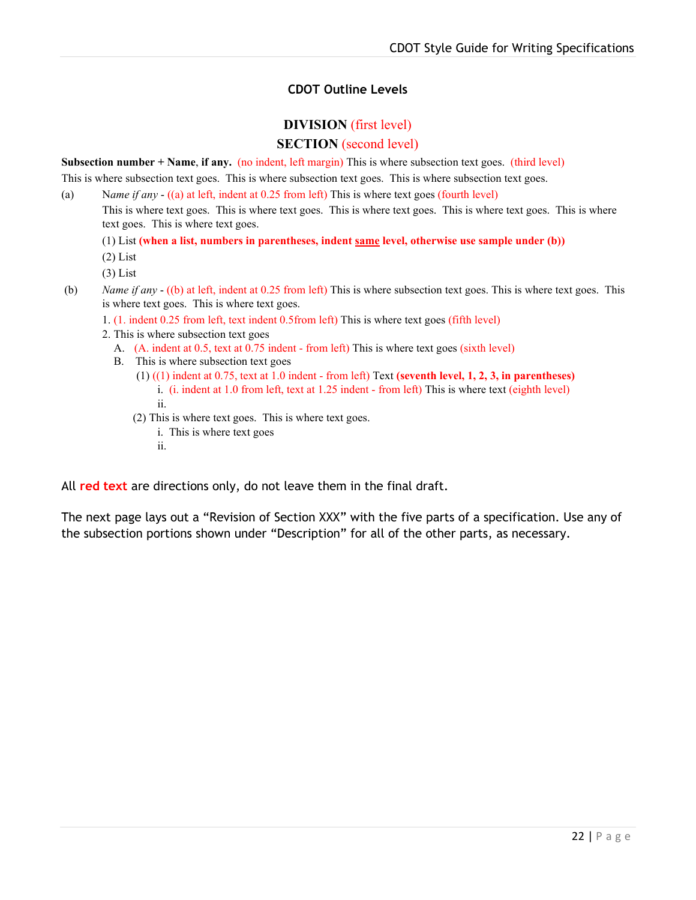### CDOT Outline Levels

**DIVISION** (first level)

**SECTION** (second level)

**Subsection number + Name**, **if any.** (no indent, left margin) This is where subsection text goes. (third level) This is where subsection text goes. This is where subsection text goes. This is where subsection text goes.

(a) N*ame if any* - ((a) at left, indent at 0.25 from left) This is where text goes (fourth level)

This is where text goes. This is where text goes. This is where text goes. This is where text goes. This is where text goes. This is where text goes.

(1) List **(when a list, numbers in parentheses, indent <u>same</u> level, otherwise use sample under (b))**

(2) List

(3) List

(b) *Name if any* - ((b) at left, indent at 0.25 from left) This is where subsection text goes. This is where text goes. This is where text goes. This is where text goes.

1. (1. indent 0.25 from left, text indent 0.5from left) This is where text goes (fifth level)
2. This is where subsection text goes
   - A. (A. indent at 0.5, text at 0.75 indent - from left) This is where text goes (sixth level)
   - B. This is where subsection text goes
     - (1) ((1) indent at 0.75, text at 1.0 indent - from left) Text **(seventh level, 1, 2, 3, in parentheses)**
       - i. (i. indent at 1.0 from left, text at 1.25 indent - from left) This is where text (eighth level)
       - ii.
     - (2) This is where text goes. This is where text goes.
       - i. This is where text goes
       - ii.

All **red text** are directions only, do not leave them in the final draft.

The next page lays out a "Revision of Section XXX" with the five parts of a specification. Use any of the subsection portions shown under "Description" for all of the other parts, as necessary.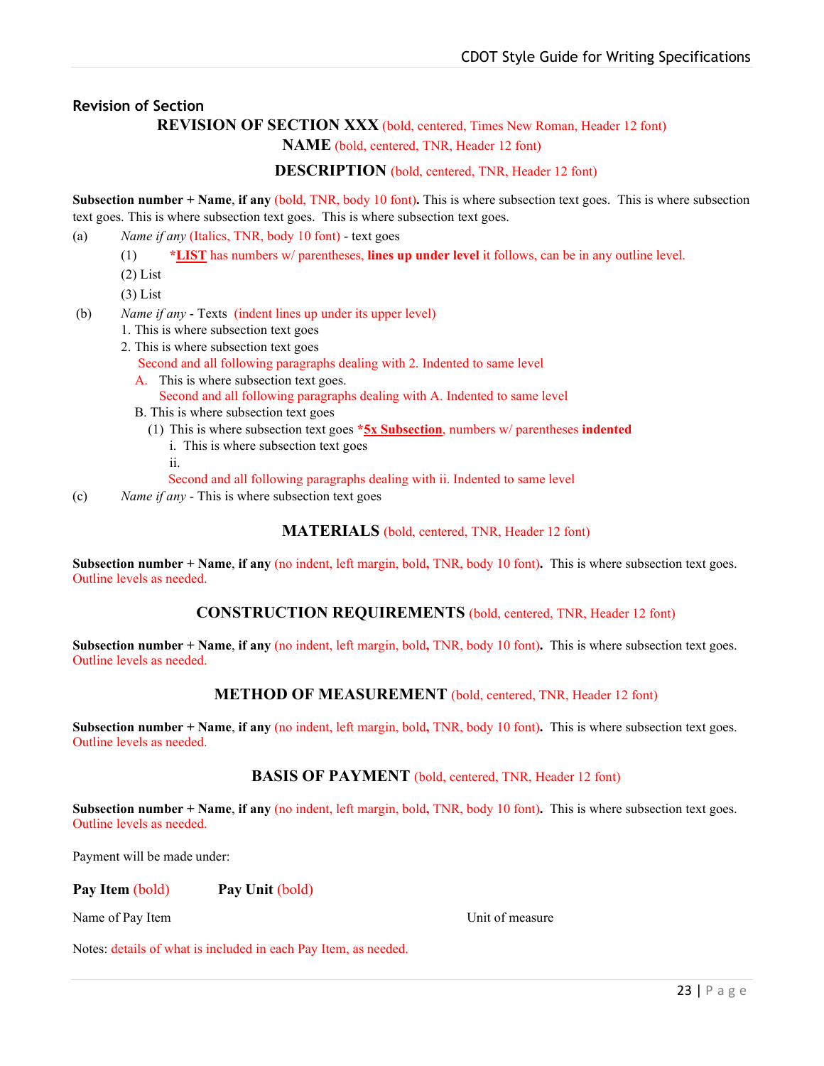## Revision of Section

**REVISION OF SECTION XXX** (bold, centered, Times New Roman, Header 12 font)

**NAME** (bold, centered, TNR, Header 12 font)

**DESCRIPTION** (bold, centered, TNR, Header 12 font)

**Subsection number + Name, if any** (bold, TNR, body 10 font)**.** This is where subsection text goes. This is where subsection text goes. This is where subsection text goes. This is where subsection text goes.

(a) *Name if any* (Italics, TNR, body 10 font) - text goes

    (1) **<u>*LIST</u>** has numbers w/ parentheses, **lines up under level** it follows, can be in any outline level.

    (2) List

    (3) List

(b) *Name if any* - Texts (indent lines up under its upper level)

    1. This is where subsection text goes

    2. This is where subsection text goes

        Second and all following paragraphs dealing with 2. Indented to same level

        A. This is where subsection text goes.

            Second and all following paragraphs dealing with A. Indented to same level

        B. This is where subsection text goes

            (1) This is where subsection text goes **<u>*5x Subsection</u>**, numbers w/ parentheses **indented**

                i. This is where subsection text goes

                ii.

                Second and all following paragraphs dealing with ii. Indented to same level

(c) *Name if any* - This is where subsection text goes

**MATERIALS** (bold, centered, TNR, Header 12 font)

**Subsection number + Name, if any** (no indent, left margin, bold**,** TNR, body 10 font)**.** This is where subsection text goes. Outline levels as needed.

**CONSTRUCTION REQUIREMENTS** (bold, centered, TNR, Header 12 font)

**Subsection number + Name, if any** (no indent, left margin, bold**,** TNR, body 10 font)**.** This is where subsection text goes. Outline levels as needed.

**METHOD OF MEASUREMENT** (bold, centered, TNR, Header 12 font)

**Subsection number + Name, if any** (no indent, left margin, bold**,** TNR, body 10 font)**.** This is where subsection text goes. Outline levels as needed.

**BASIS OF PAYMENT** (bold, centered, TNR, Header 12 font)

**Subsection number + Name, if any** (no indent, left margin, bold**,** TNR, body 10 font)**.** This is where subsection text goes. Outline levels as needed.

Payment will be made under:

| **Pay Item** (bold) | **Pay Unit** (bold) |
|---|---|
| Name of Pay Item | Unit of measure |

Notes: details of what is included in each Pay Item, as needed.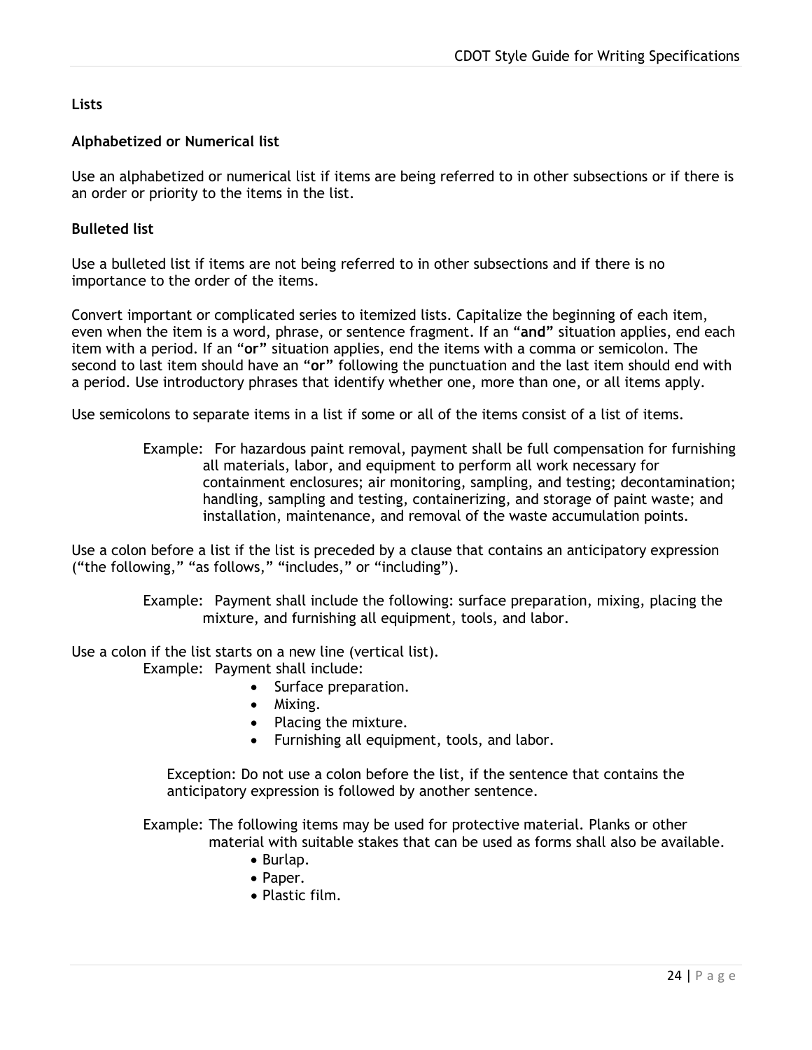**Lists**

**Alphabetized or Numerical list**

Use an alphabetized or numerical list if items are being referred to in other subsections or if there is an order or priority to the items in the list.

**Bulleted list**

Use a bulleted list if items are not being referred to in other subsections and if there is no importance to the order of the items.

Convert important or complicated series to itemized lists. Capitalize the beginning of each item, even when the item is a word, phrase, or sentence fragment. If an "**and**" situation applies, end each item with a period. If an "**or**" situation applies, end the items with a comma or semicolon. The second to last item should have an "**or**" following the punctuation and the last item should end with a period. Use introductory phrases that identify whether one, more than one, or all items apply.

Use semicolons to separate items in a list if some or all of the items consist of a list of items.

> Example: For hazardous paint removal, payment shall be full compensation for furnishing all materials, labor, and equipment to perform all work necessary for containment enclosures; air monitoring, sampling, and testing; decontamination; handling, sampling and testing, containerizing, and storage of paint waste; and installation, maintenance, and removal of the waste accumulation points.

Use a colon before a list if the list is preceded by a clause that contains an anticipatory expression ("the following," "as follows," "includes," or "including").

> Example: Payment shall include the following: surface preparation, mixing, placing the mixture, and furnishing all equipment, tools, and labor.

Use a colon if the list starts on a new line (vertical list).

> Example: Payment shall include:
>
> - Surface preparation.
> - Mixing.
> - Placing the mixture.
> - Furnishing all equipment, tools, and labor.

> Exception: Do not use a colon before the list, if the sentence that contains the anticipatory expression is followed by another sentence.

> Example: The following items may be used for protective material. Planks or other material with suitable stakes that can be used as forms shall also be available.
>
> - Burlap.
> - Paper.
> - Plastic film.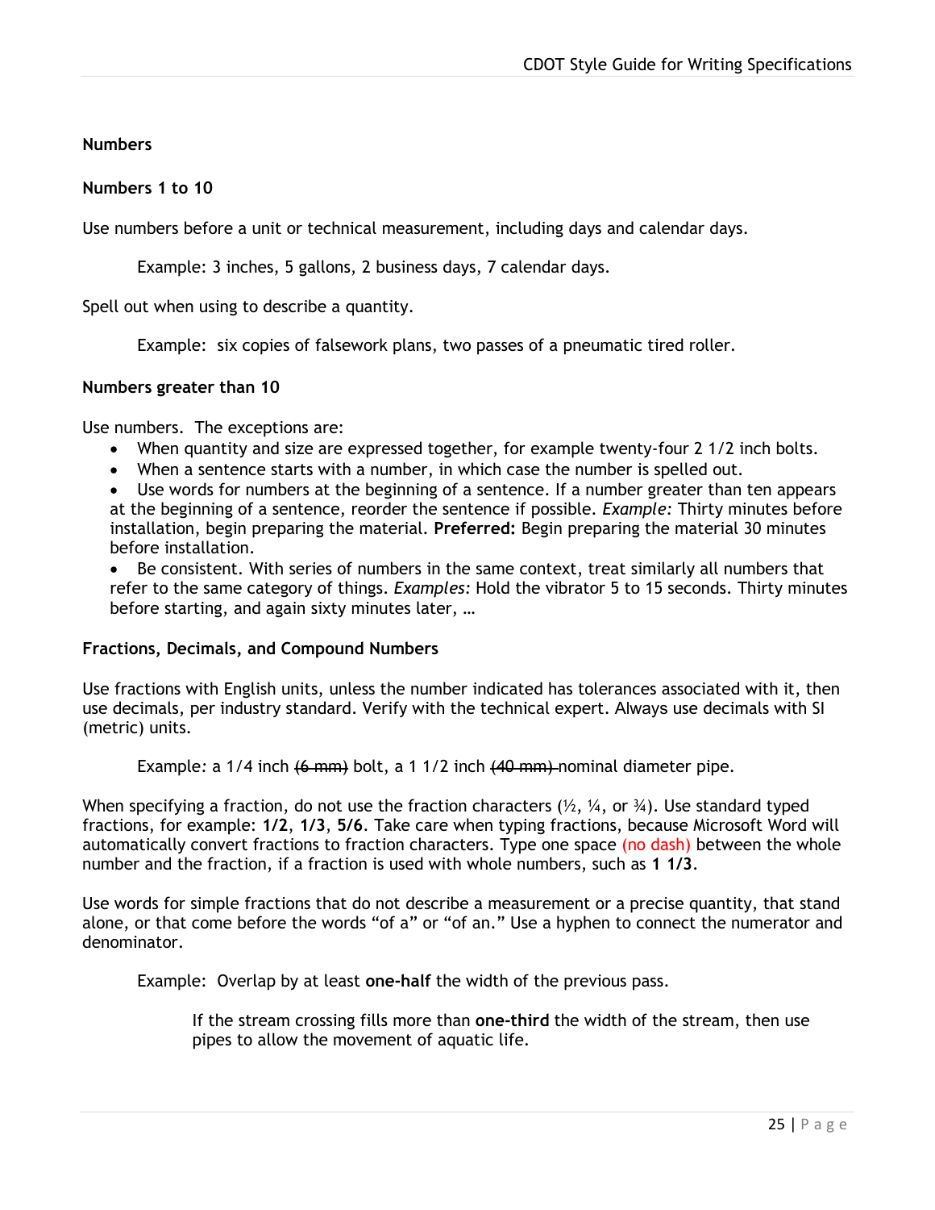## Numbers

### Numbers 1 to 10

Use numbers before a unit or technical measurement, including days and calendar days.

> Example: 3 inches, 5 gallons, 2 business days, 7 calendar days.

Spell out when using to describe a quantity.

> Example: six copies of falsework plans, two passes of a pneumatic tired roller.

### Numbers greater than 10

Use numbers. The exceptions are:

- When quantity and size are expressed together, for example twenty-four 2 1/2 inch bolts.
- When a sentence starts with a number, in which case the number is spelled out.
- Use words for numbers at the beginning of a sentence. If a number greater than ten appears at the beginning of a sentence, reorder the sentence if possible. *Example:* Thirty minutes before installation, begin preparing the material. **Preferred:** Begin preparing the material 30 minutes before installation.
- Be consistent. With series of numbers in the same context, treat similarly all numbers that refer to the same category of things. *Examples:* Hold the vibrator 5 to 15 seconds. Thirty minutes before starting, and again sixty minutes later, …

### Fractions, Decimals, and Compound Numbers

Use fractions with English units, unless the number indicated has tolerances associated with it, then use decimals, per industry standard. Verify with the technical expert. Always use decimals with SI (metric) units.

> Example: a 1/4 inch ~~(6 mm)~~ bolt, a 1 1/2 inch ~~(40 mm)~~ nominal diameter pipe.

When specifying a fraction, do not use the fraction characters (½, ¼, or ¾). Use standard typed fractions, for example: **1/2**, **1/3**, **5/6**. Take care when typing fractions, because Microsoft Word will automatically convert fractions to fraction characters. Type one space (no dash) between the whole number and the fraction, if a fraction is used with whole numbers, such as **1 1/3**.

Use words for simple fractions that do not describe a measurement or a precise quantity, that stand alone, or that come before the words "of a" or "of an." Use a hyphen to connect the numerator and denominator.

> Example: Overlap by at least **one-half** the width of the previous pass.
>
> If the stream crossing fills more than **one-third** the width of the stream, then use pipes to allow the movement of aquatic life.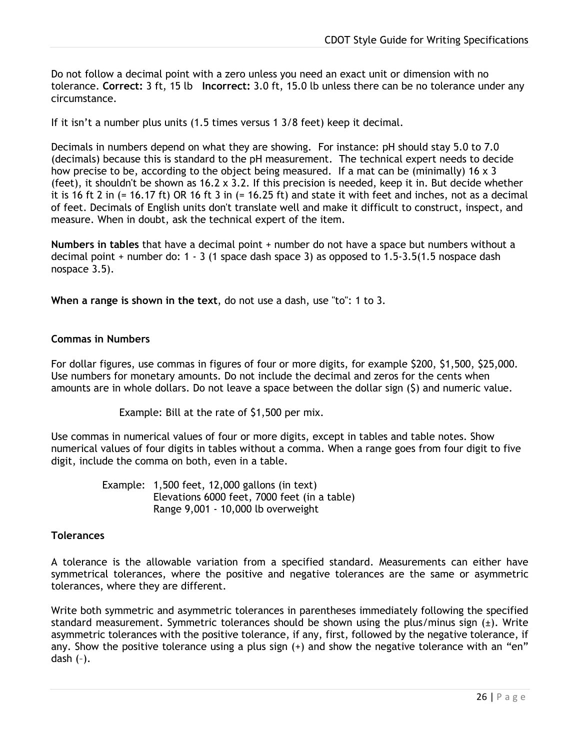Do not follow a decimal point with a zero unless you need an exact unit or dimension with no tolerance. **Correct:** 3 ft, 15 lb **Incorrect:** 3.0 ft, 15.0 lb unless there can be no tolerance under any circumstance.

If it isn't a number plus units (1.5 times versus 1 3/8 feet) keep it decimal.

Decimals in numbers depend on what they are showing. For instance: pH should stay 5.0 to 7.0 (decimals) because this is standard to the pH measurement. The technical expert needs to decide how precise to be, according to the object being measured. If a mat can be (minimally) 16 x 3 (feet), it shouldn't be shown as 16.2 x 3.2. If this precision is needed, keep it in. But decide whether it is 16 ft 2 in (= 16.17 ft) OR 16 ft 3 in (= 16.25 ft) and state it with feet and inches, not as a decimal of feet. Decimals of English units don't translate well and make it difficult to construct, inspect, and measure. When in doubt, ask the technical expert of the item.

**Numbers in tables** that have a decimal point + number do not have a space but numbers without a decimal point + number do: 1 - 3 (1 space dash space 3) as opposed to 1.5-3.5(1.5 nospace dash nospace 3.5).

**When a range is shown in the text**, do not use a dash, use "to": 1 to 3.

### Commas in Numbers

For dollar figures, use commas in figures of four or more digits, for example $200, $1,500, $25,000. Use numbers for monetary amounts. Do not include the decimal and zeros for the cents when amounts are in whole dollars. Do not leave a space between the dollar sign ($) and numeric value.

Example: Bill at the rate of $1,500 per mix.

Use commas in numerical values of four or more digits, except in tables and table notes. Show numerical values of four digits in tables without a comma. When a range goes from four digit to five digit, include the comma on both, even in a table.

Example: 1,500 feet, 12,000 gallons (in text)
Elevations 6000 feet, 7000 feet (in a table)
Range 9,001 - 10,000 lb overweight

### Tolerances

A tolerance is the allowable variation from a specified standard. Measurements can either have symmetrical tolerances, where the positive and negative tolerances are the same or asymmetric tolerances, where they are different.

Write both symmetric and asymmetric tolerances in parentheses immediately following the specified standard measurement. Symmetric tolerances should be shown using the plus/minus sign (±). Write asymmetric tolerances with the positive tolerance, if any, first, followed by the negative tolerance, if any. Show the positive tolerance using a plus sign (+) and show the negative tolerance with an "en" dash (–).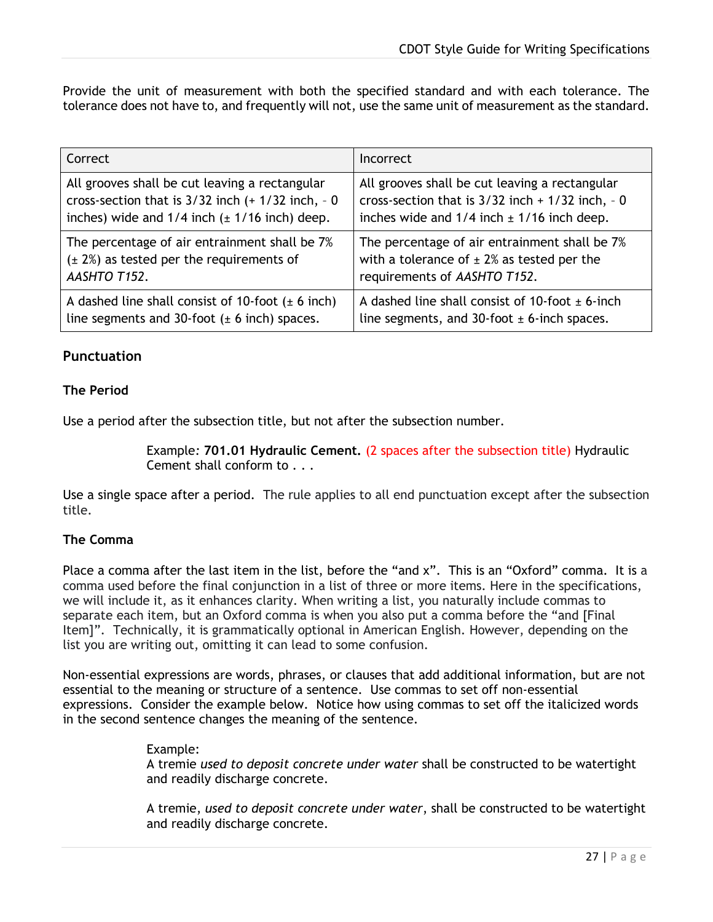Provide the unit of measurement with both the specified standard and with each tolerance. The tolerance does not have to, and frequently will not, use the same unit of measurement as the standard.

| Correct | Incorrect |
|---|---|
| All grooves shall be cut leaving a rectangular cross-section that is 3/32 inch (+ 1/32 inch, – 0 inches) wide and 1/4 inch (± 1/16 inch) deep. | All grooves shall be cut leaving a rectangular cross-section that is 3/32 inch + 1/32 inch, – 0 inches wide and 1/4 inch ± 1/16 inch deep. |
| The percentage of air entrainment shall be 7% (± 2%) as tested per the requirements of *AASHTO T152*. | The percentage of air entrainment shall be 7% with a tolerance of ± 2% as tested per the requirements of *AASHTO T152*. |
| A dashed line shall consist of 10-foot (± 6 inch) line segments and 30-foot (± 6 inch) spaces. | A dashed line shall consist of 10-foot ± 6-inch line segments, and 30-foot ± 6-inch spaces. |

## Punctuation

### The Period

Use a period after the subsection title, but not after the subsection number.

> Example: **701.01 Hydraulic Cement.** (2 spaces after the subsection title) Hydraulic Cement shall conform to . . .

Use a single space after a period. The rule applies to all end punctuation except after the subsection title.

### The Comma

Place a comma after the last item in the list, before the "and x". This is an "Oxford" comma. It is a comma used before the final conjunction in a list of three or more items. Here in the specifications, we will include it, as it enhances clarity. When writing a list, you naturally include commas to separate each item, but an Oxford comma is when you also put a comma before the "and [Final Item]". Technically, it is grammatically optional in American English. However, depending on the list you are writing out, omitting it can lead to some confusion.

Non-essential expressions are words, phrases, or clauses that add additional information, but are not essential to the meaning or structure of a sentence. Use commas to set off non-essential expressions. Consider the example below. Notice how using commas to set off the italicized words in the second sentence changes the meaning of the sentence.

> Example:
> A tremie *used to deposit concrete under water* shall be constructed to be watertight and readily discharge concrete.
>
> A tremie, *used to deposit concrete under water*, shall be constructed to be watertight and readily discharge concrete.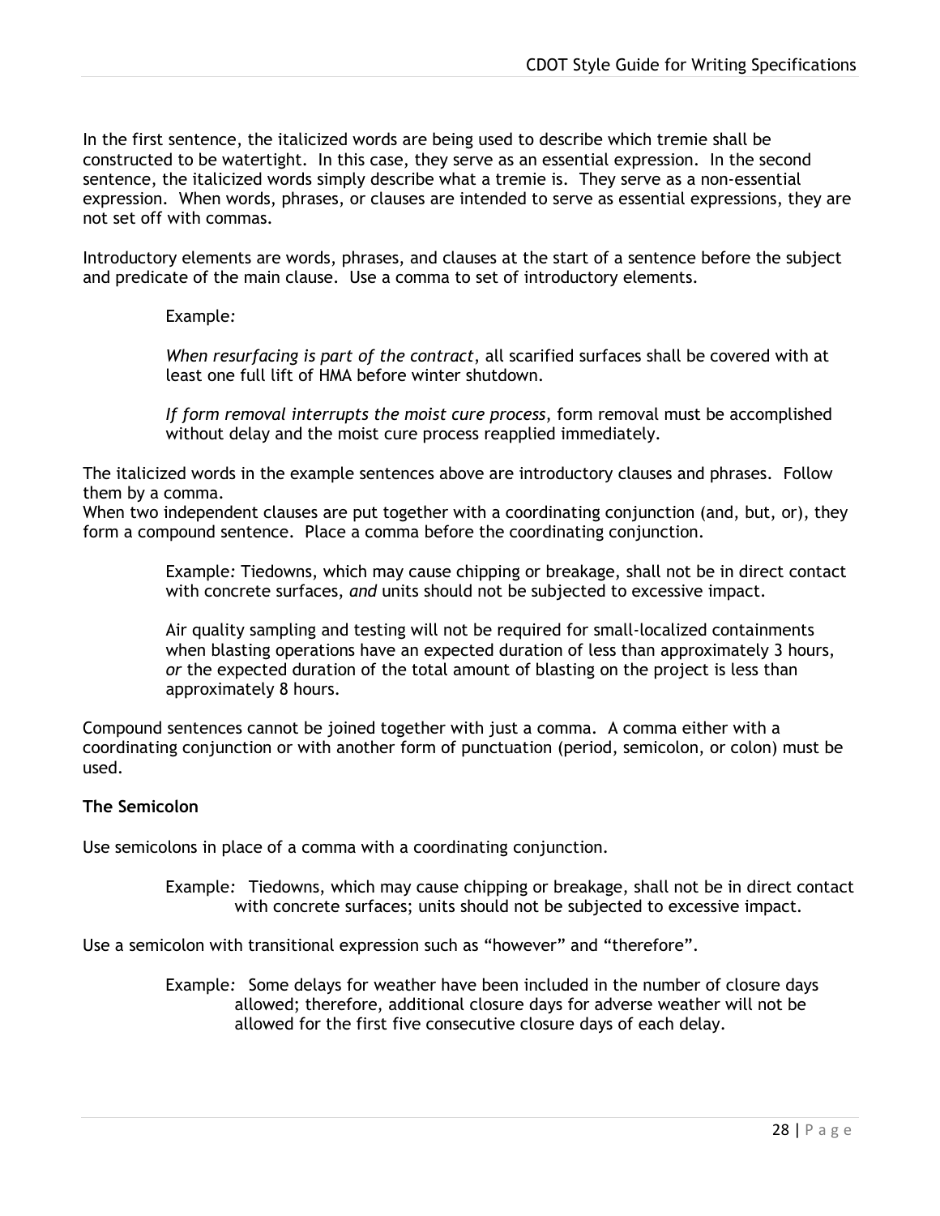In the first sentence, the italicized words are being used to describe which tremie shall be constructed to be watertight. In this case, they serve as an essential expression. In the second sentence, the italicized words simply describe what a tremie is. They serve as a non-essential expression. When words, phrases, or clauses are intended to serve as essential expressions, they are not set off with commas.

Introductory elements are words, phrases, and clauses at the start of a sentence before the subject and predicate of the main clause. Use a comma to set of introductory elements.

> Example:
>
> *When resurfacing is part of the contract*, all scarified surfaces shall be covered with at least one full lift of HMA before winter shutdown.
>
> *If form removal interrupts the moist cure process*, form removal must be accomplished without delay and the moist cure process reapplied immediately.

The italicized words in the example sentences above are introductory clauses and phrases. Follow them by a comma.
When two independent clauses are put together with a coordinating conjunction (and, but, or), they form a compound sentence. Place a comma before the coordinating conjunction.

> Example: Tiedowns, which may cause chipping or breakage, shall not be in direct contact with concrete surfaces, *and* units should not be subjected to excessive impact.
>
> Air quality sampling and testing will not be required for small-localized containments when blasting operations have an expected duration of less than approximately 3 hours, *or* the expected duration of the total amount of blasting on the project is less than approximately 8 hours.

Compound sentences cannot be joined together with just a comma. A comma either with a coordinating conjunction or with another form of punctuation (period, semicolon, or colon) must be used.

**The Semicolon**

Use semicolons in place of a comma with a coordinating conjunction.

> Example: Tiedowns, which may cause chipping or breakage, shall not be in direct contact with concrete surfaces; units should not be subjected to excessive impact.

Use a semicolon with transitional expression such as "however" and "therefore".

> Example: Some delays for weather have been included in the number of closure days allowed; therefore, additional closure days for adverse weather will not be allowed for the first five consecutive closure days of each delay.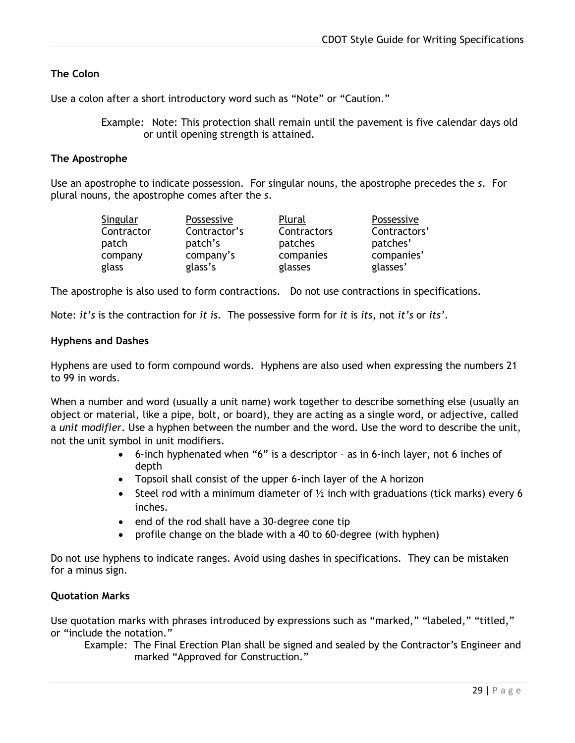### The Colon

Use a colon after a short introductory word such as "Note" or "Caution."

> Example: Note: This protection shall remain until the pavement is five calendar days old or until opening strength is attained.

### The Apostrophe

Use an apostrophe to indicate possession. For singular nouns, the apostrophe precedes the *s*. For plural nouns, the apostrophe comes after the *s*.

| Singular | Possessive | Plural | Possessive |
|---|---|---|---|
| Contractor | Contractor's | Contractors | Contractors' |
| patch | patch's | patches | patches' |
| company | company's | companies | companies' |
| glass | glass's | glasses | glasses' |

The apostrophe is also used to form contractions. Do not use contractions in specifications.

Note: *it's* is the contraction for *it is*. The possessive form for *it* is *its*, not *it's* or *its'*.

### Hyphens and Dashes

Hyphens are used to form compound words. Hyphens are also used when expressing the numbers 21 to 99 in words.

When a number and word (usually a unit name) work together to describe something else (usually an object or material, like a pipe, bolt, or board), they are acting as a single word, or adjective, called a *unit modifier*. Use a hyphen between the number and the word. Use the word to describe the unit, not the unit symbol in unit modifiers.

- 6-inch hyphenated when "6" is a descriptor – as in 6-inch layer, not 6 inches of depth
- Topsoil shall consist of the upper 6-inch layer of the A horizon
- Steel rod with a minimum diameter of ½ inch with graduations (tick marks) every 6 inches.
- end of the rod shall have a 30-degree cone tip
- profile change on the blade with a 40 to 60-degree (with hyphen)

Do not use hyphens to indicate ranges. Avoid using dashes in specifications. They can be mistaken for a minus sign.

### Quotation Marks

Use quotation marks with phrases introduced by expressions such as "marked," "labeled," "titled," or "include the notation."

> Example: The Final Erection Plan shall be signed and sealed by the Contractor's Engineer and marked "Approved for Construction."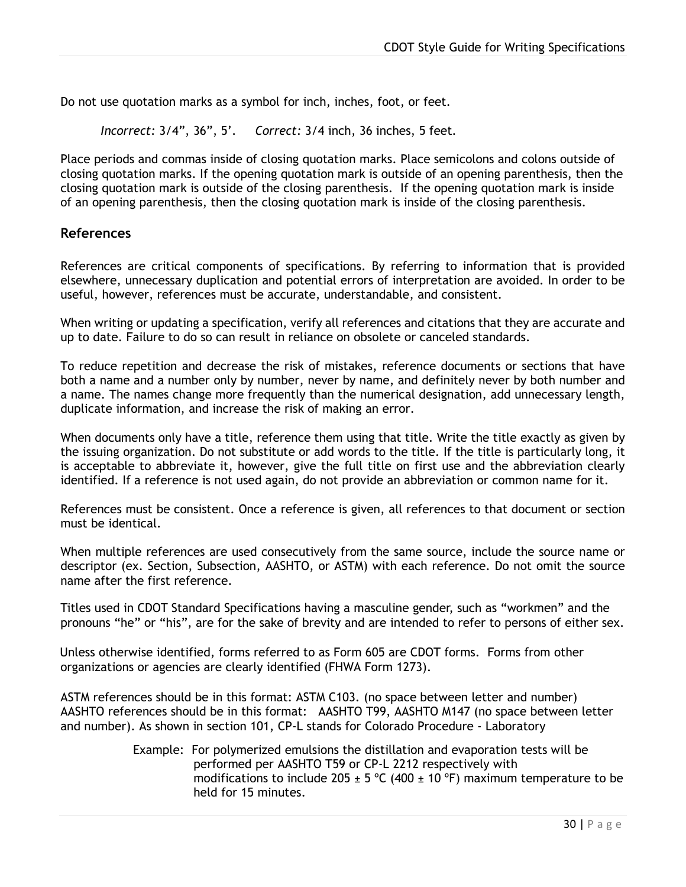Do not use quotation marks as a symbol for inch, inches, foot, or feet.

*Incorrect:* 3/4”, 36”, 5’. *Correct:* 3/4 inch, 36 inches, 5 feet.

Place periods and commas inside of closing quotation marks. Place semicolons and colons outside of closing quotation marks. If the opening quotation mark is outside of an opening parenthesis, then the closing quotation mark is outside of the closing parenthesis. If the opening quotation mark is inside of an opening parenthesis, then the closing quotation mark is inside of the closing parenthesis.

## References

References are critical components of specifications. By referring to information that is provided elsewhere, unnecessary duplication and potential errors of interpretation are avoided. In order to be useful, however, references must be accurate, understandable, and consistent.

When writing or updating a specification, verify all references and citations that they are accurate and up to date. Failure to do so can result in reliance on obsolete or canceled standards.

To reduce repetition and decrease the risk of mistakes, reference documents or sections that have both a name and a number only by number, never by name, and definitely never by both number and a name. The names change more frequently than the numerical designation, add unnecessary length, duplicate information, and increase the risk of making an error.

When documents only have a title, reference them using that title. Write the title exactly as given by the issuing organization. Do not substitute or add words to the title. If the title is particularly long, it is acceptable to abbreviate it, however, give the full title on first use and the abbreviation clearly identified. If a reference is not used again, do not provide an abbreviation or common name for it.

References must be consistent. Once a reference is given, all references to that document or section must be identical.

When multiple references are used consecutively from the same source, include the source name or descriptor (ex. Section, Subsection, AASHTO, or ASTM) with each reference. Do not omit the source name after the first reference.

Titles used in CDOT Standard Specifications having a masculine gender, such as “workmen” and the pronouns “he” or “his”, are for the sake of brevity and are intended to refer to persons of either sex.

Unless otherwise identified, forms referred to as Form 605 are CDOT forms. Forms from other organizations or agencies are clearly identified (FHWA Form 1273).

ASTM references should be in this format: ASTM C103. (no space between letter and number)
AASHTO references should be in this format: AASHTO T99, AASHTO M147 (no space between letter and number). As shown in section 101, CP-L stands for Colorado Procedure - Laboratory

Example: For polymerized emulsions the distillation and evaporation tests will be performed per AASHTO T59 or CP-L 2212 respectively with modifications to include 205 ± 5 °C (400 ± 10 °F) maximum temperature to be held for 15 minutes.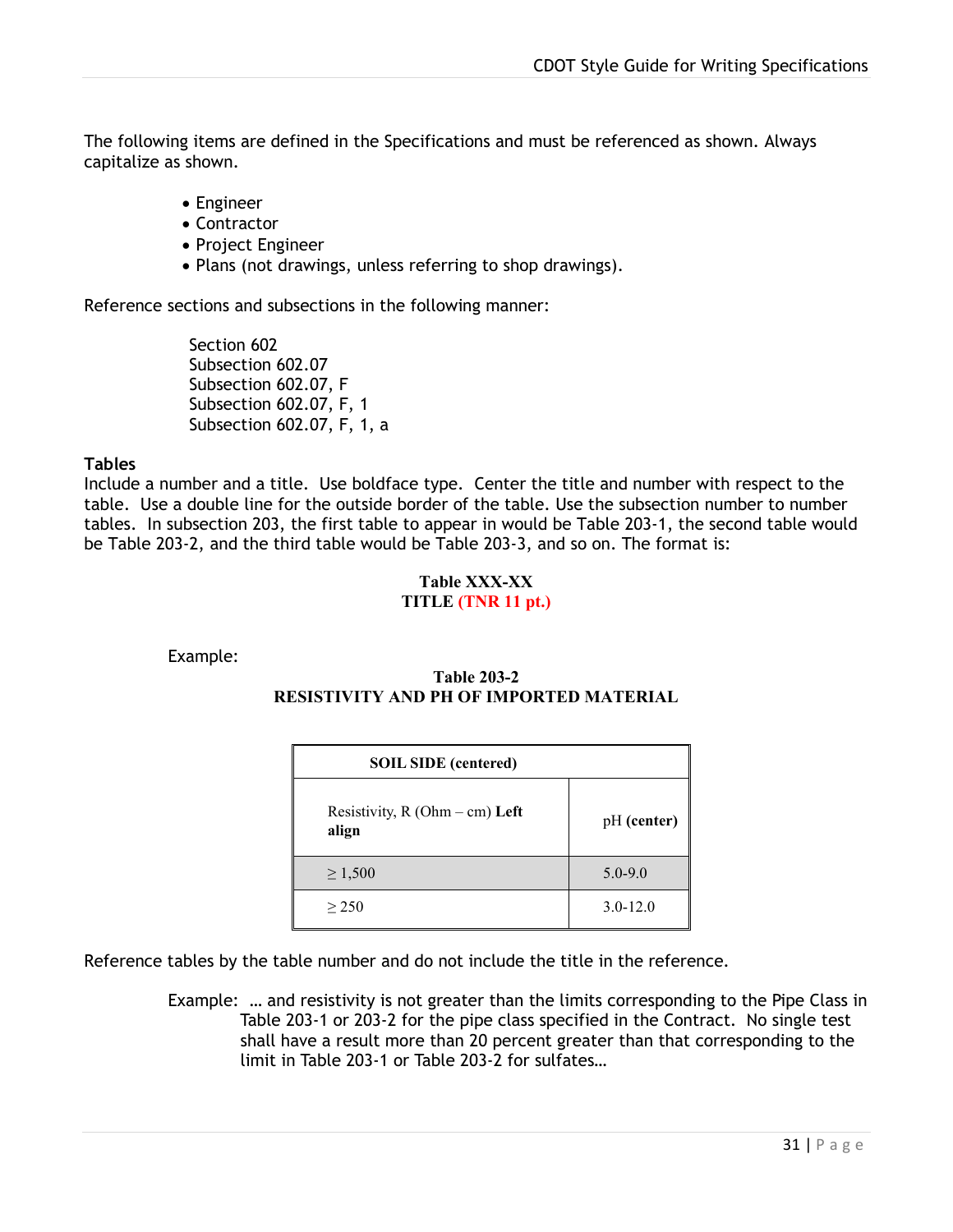The following items are defined in the Specifications and must be referenced as shown. Always capitalize as shown.

- Engineer
- Contractor
- Project Engineer
- Plans (not drawings, unless referring to shop drawings).

Reference sections and subsections in the following manner:

Section 602
Subsection 602.07
Subsection 602.07, F
Subsection 602.07, F, 1
Subsection 602.07, F, 1, a

**Tables**

Include a number and a title. Use boldface type. Center the title and number with respect to the table. Use a double line for the outside border of the table. Use the subsection number to number tables. In subsection 203, the first table to appear in would be Table 203-1, the second table would be Table 203-2, and the third table would be Table 203-3, and so on. The format is:

**Table XXX-XX**
**TITLE (TNR 11 pt.)**

Example:

**Table 203-2**
**RESISTIVITY AND PH OF IMPORTED MATERIAL**

| **SOIL SIDE (centered)** | |
|---|---|
| Resistivity, R (Ohm – cm) **Left align** | pH **(center)** |
| ≥ 1,500 | 5.0-9.0 |
| ≥ 250 | 3.0-12.0 |

Reference tables by the table number and do not include the title in the reference.

Example: … and resistivity is not greater than the limits corresponding to the Pipe Class in Table 203-1 or 203-2 for the pipe class specified in the Contract. No single test shall have a result more than 20 percent greater than that corresponding to the limit in Table 203-1 or Table 203-2 for sulfates…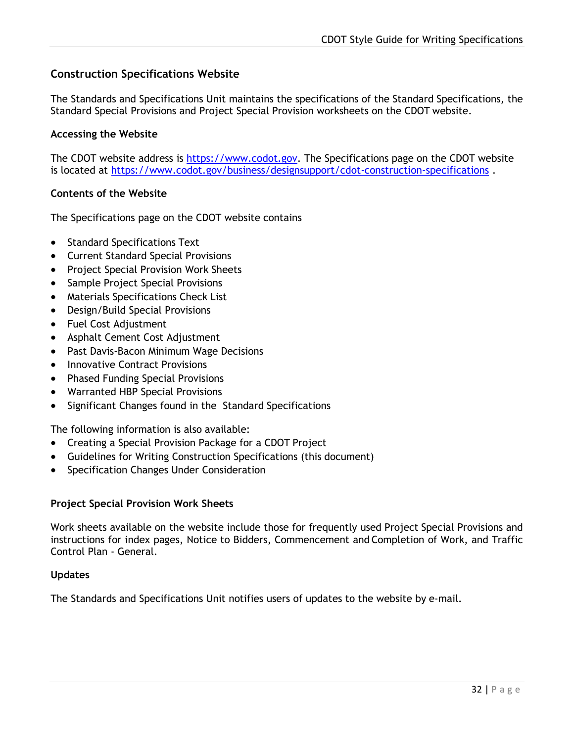## Construction Specifications Website

The Standards and Specifications Unit maintains the specifications of the Standard Specifications, the Standard Special Provisions and Project Special Provision worksheets on the CDOT website.

### Accessing the Website

The CDOT website address is https://www.codot.gov. The Specifications page on the CDOT website is located at https://www.codot.gov/business/designsupport/cdot-construction-specifications .

### Contents of the Website

The Specifications page on the CDOT website contains

- Standard Specifications Text
- Current Standard Special Provisions
- Project Special Provision Work Sheets
- Sample Project Special Provisions
- Materials Specifications Check List
- Design/Build Special Provisions
- Fuel Cost Adjustment
- Asphalt Cement Cost Adjustment
- Past Davis-Bacon Minimum Wage Decisions
- Innovative Contract Provisions
- Phased Funding Special Provisions
- Warranted HBP Special Provisions
- Significant Changes found in the Standard Specifications

The following information is also available:

- Creating a Special Provision Package for a CDOT Project
- Guidelines for Writing Construction Specifications (this document)
- Specification Changes Under Consideration

### Project Special Provision Work Sheets

Work sheets available on the website include those for frequently used Project Special Provisions and instructions for index pages, Notice to Bidders, Commencement and Completion of Work, and Traffic Control Plan - General.

### Updates

The Standards and Specifications Unit notifies users of updates to the website by e-mail.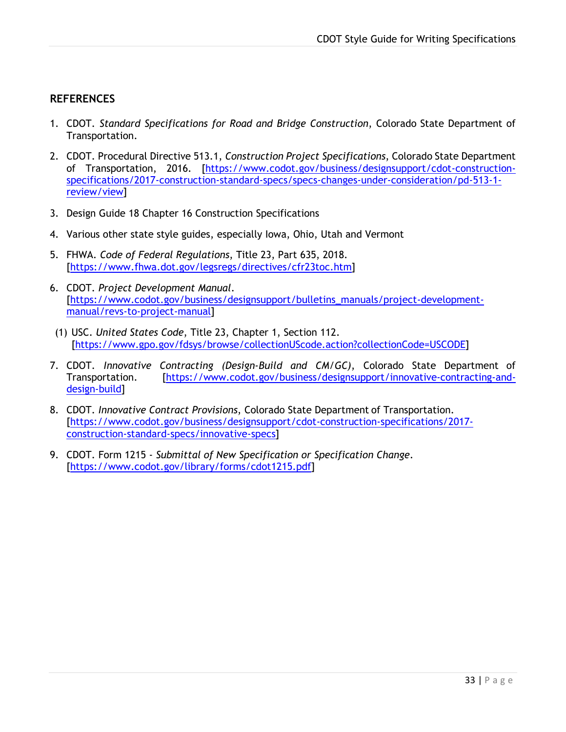## REFERENCES

1. CDOT. *Standard Specifications for Road and Bridge Construction*, Colorado State Department of Transportation.

2. CDOT. Procedural Directive 513.1, *Construction Project Specifications*, Colorado State Department of Transportation, 2016. [https://www.codot.gov/business/designsupport/cdot-construction-specifications/2017-construction-standard-specs/specs-changes-under-consideration/pd-513-1-review/view]

3. Design Guide 18 Chapter 16 Construction Specifications

4. Various other state style guides, especially Iowa, Ohio, Utah and Vermont

5. FHWA. *Code of Federal Regulations*, Title 23, Part 635, 2018. [https://www.fhwa.dot.gov/legsregs/directives/cfr23toc.htm]

6. CDOT. *Project Development Manual*. [https://www.codot.gov/business/designsupport/bulletins_manuals/project-development-manual/revs-to-project-manual]

(1) USC. *United States Code*, Title 23, Chapter 1, Section 112. [https://www.gpo.gov/fdsys/browse/collectionUScode.action?collectionCode=USCODE]

7. CDOT. *Innovative Contracting (Design-Build and CM/GC)*, Colorado State Department of Transportation. [https://www.codot.gov/business/designsupport/innovative-contracting-and-design-build]

8. CDOT. *Innovative Contract Provisions*, Colorado State Department of Transportation. [https://www.codot.gov/business/designsupport/cdot-construction-specifications/2017-construction-standard-specs/innovative-specs]

9. CDOT. Form 1215 - *Submittal of New Specification or Specification Change*. [https://www.codot.gov/library/forms/cdot1215.pdf]